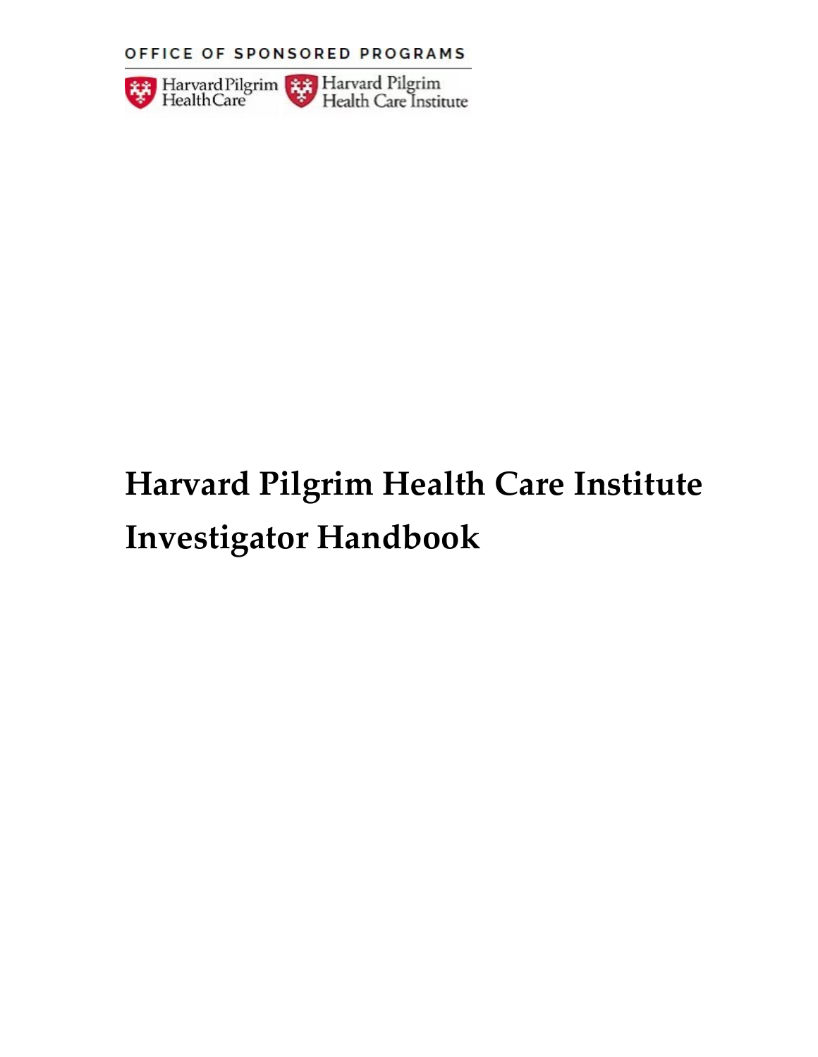OFFICE OF SPONSORED PROGRAMS

Harvard Pilgrim Health Care | Harvard Pilgrim Health Care Institute

# Harvard Pilgrim Health Care Institute Investigator Handbook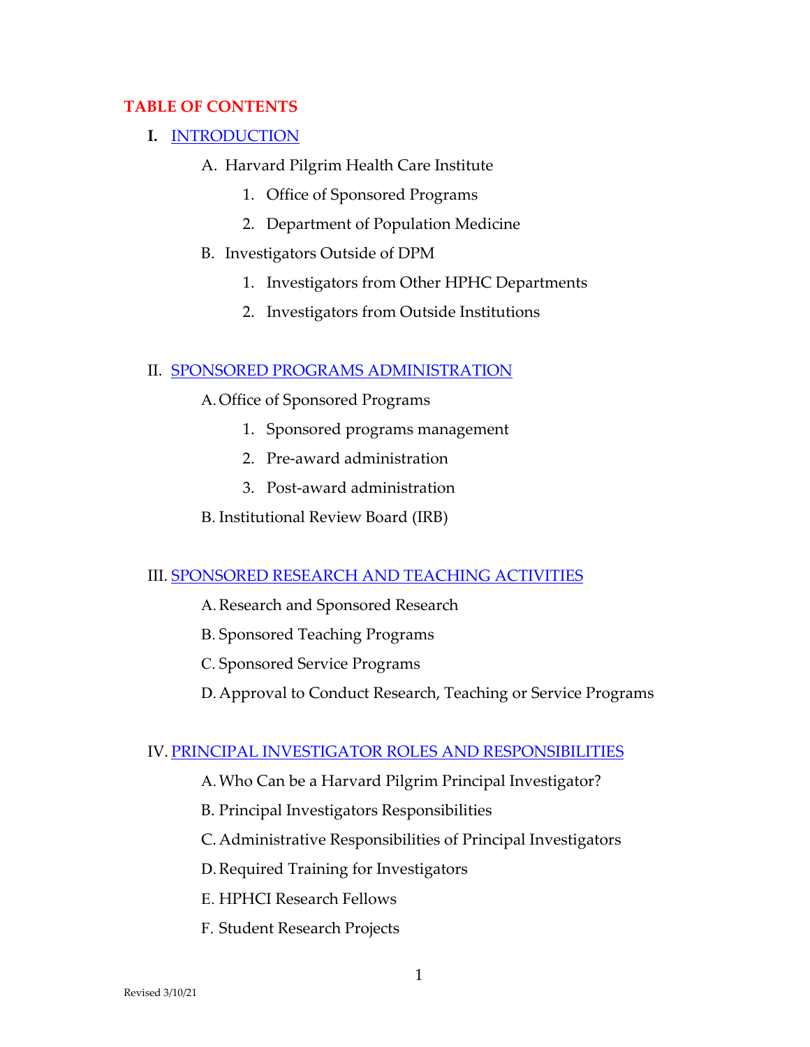## TABLE OF CONTENTS

**I.** INTRODUCTION

- A. Harvard Pilgrim Health Care Institute
  1. Office of Sponsored Programs
  2. Department of Population Medicine
- B. Investigators Outside of DPM
  1. Investigators from Other HPHC Departments
  2. Investigators from Outside Institutions

II. SPONSORED PROGRAMS ADMINISTRATION

- A. Office of Sponsored Programs
  1. Sponsored programs management
  2. Pre-award administration
  3. Post-award administration
- B. Institutional Review Board (IRB)

III. SPONSORED RESEARCH AND TEACHING ACTIVITIES

- A. Research and Sponsored Research
- B. Sponsored Teaching Programs
- C. Sponsored Service Programs
- D. Approval to Conduct Research, Teaching or Service Programs

IV. PRINCIPAL INVESTIGATOR ROLES AND RESPONSIBILITIES

- A. Who Can be a Harvard Pilgrim Principal Investigator?
- B. Principal Investigators Responsibilities
- C. Administrative Responsibilities of Principal Investigators
- D. Required Training for Investigators
- E. HPHCI Research Fellows
- F. Student Research Projects

Revised 3/10/21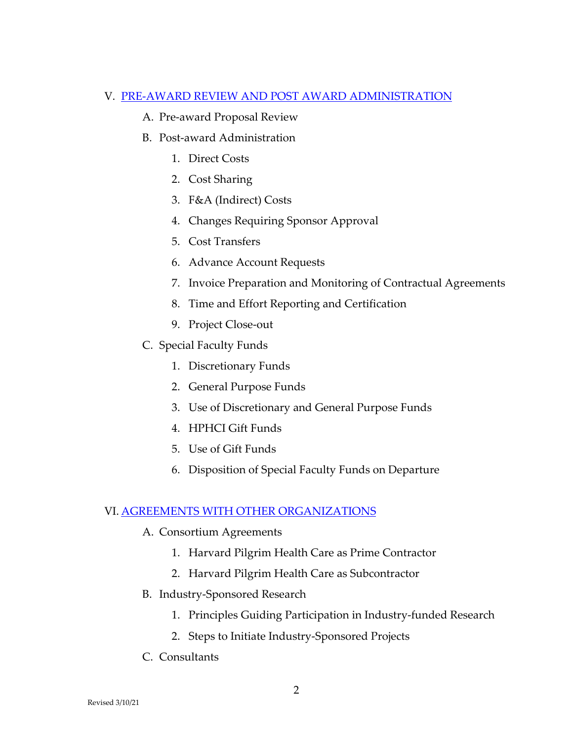V. [PRE-AWARD REVIEW AND POST AWARD ADMINISTRATION]()

   A. Pre-award Proposal Review

   B. Post-award Administration

      1. Direct Costs
      2. Cost Sharing
      3. F&A (Indirect) Costs
      4. Changes Requiring Sponsor Approval
      5. Cost Transfers
      6. Advance Account Requests
      7. Invoice Preparation and Monitoring of Contractual Agreements
      8. Time and Effort Reporting and Certification
      9. Project Close-out

   C. Special Faculty Funds

      1. Discretionary Funds
      2. General Purpose Funds
      3. Use of Discretionary and General Purpose Funds
      4. HPHCI Gift Funds
      5. Use of Gift Funds
      6. Disposition of Special Faculty Funds on Departure

VI. [AGREEMENTS WITH OTHER ORGANIZATIONS]()

   A. Consortium Agreements

      1. Harvard Pilgrim Health Care as Prime Contractor
      2. Harvard Pilgrim Health Care as Subcontractor

   B. Industry-Sponsored Research

      1. Principles Guiding Participation in Industry-funded Research
      2. Steps to Initiate Industry-Sponsored Projects

   C. Consultants

Revised 3/10/21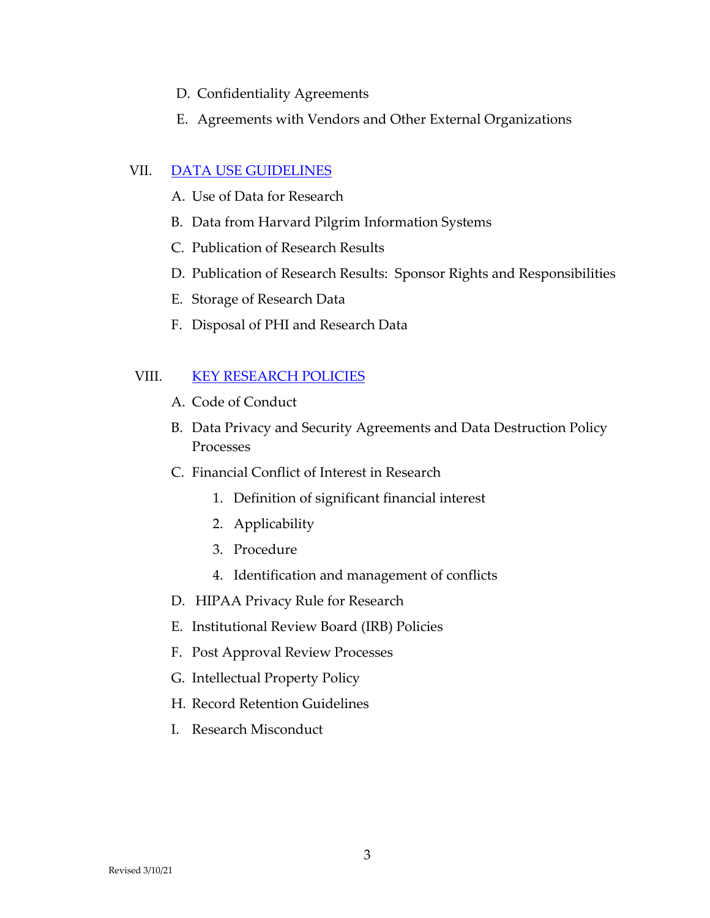D. Confidentiality Agreements

E. Agreements with Vendors and Other External Organizations

VII. [DATA USE GUIDELINES]

A. Use of Data for Research

B. Data from Harvard Pilgrim Information Systems

C. Publication of Research Results

D. Publication of Research Results: Sponsor Rights and Responsibilities

E. Storage of Research Data

F. Disposal of PHI and Research Data

VIII. [KEY RESEARCH POLICIES]

A. Code of Conduct

B. Data Privacy and Security Agreements and Data Destruction Policy Processes

C. Financial Conflict of Interest in Research

1. Definition of significant financial interest
2. Applicability
3. Procedure
4. Identification and management of conflicts

D. HIPAA Privacy Rule for Research

E. Institutional Review Board (IRB) Policies

F. Post Approval Review Processes

G. Intellectual Property Policy

H. Record Retention Guidelines

I. Research Misconduct

Revised 3/10/21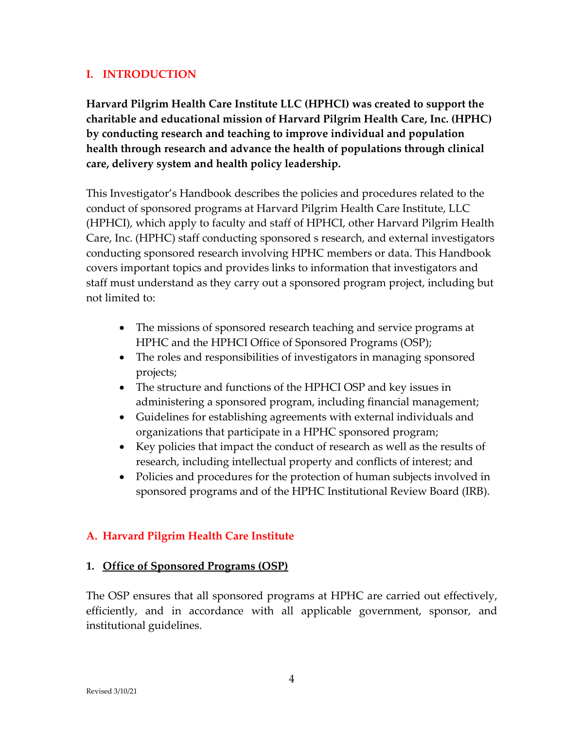# I. INTRODUCTION

**Harvard Pilgrim Health Care Institute LLC (HPHCI) was created to support the charitable and educational mission of Harvard Pilgrim Health Care, Inc. (HPHC) by conducting research and teaching to improve individual and population health through research and advance the health of populations through clinical care, delivery system and health policy leadership.**

This Investigator's Handbook describes the policies and procedures related to the conduct of sponsored programs at Harvard Pilgrim Health Care Institute, LLC (HPHCI), which apply to faculty and staff of HPHCI, other Harvard Pilgrim Health Care, Inc. (HPHC) staff conducting sponsored s research, and external investigators conducting sponsored research involving HPHC members or data. This Handbook covers important topics and provides links to information that investigators and staff must understand as they carry out a sponsored program project, including but not limited to:

- The missions of sponsored research teaching and service programs at HPHC and the HPHCI Office of Sponsored Programs (OSP);
- The roles and responsibilities of investigators in managing sponsored projects;
- The structure and functions of the HPHCI OSP and key issues in administering a sponsored program, including financial management;
- Guidelines for establishing agreements with external individuals and organizations that participate in a HPHC sponsored program;
- Key policies that impact the conduct of research as well as the results of research, including intellectual property and conflicts of interest; and
- Policies and procedures for the protection of human subjects involved in sponsored programs and of the HPHC Institutional Review Board (IRB).

## A. Harvard Pilgrim Health Care Institute

### 1. Office of Sponsored Programs (OSP)

The OSP ensures that all sponsored programs at HPHC are carried out effectively, efficiently, and in accordance with all applicable government, sponsor, and institutional guidelines.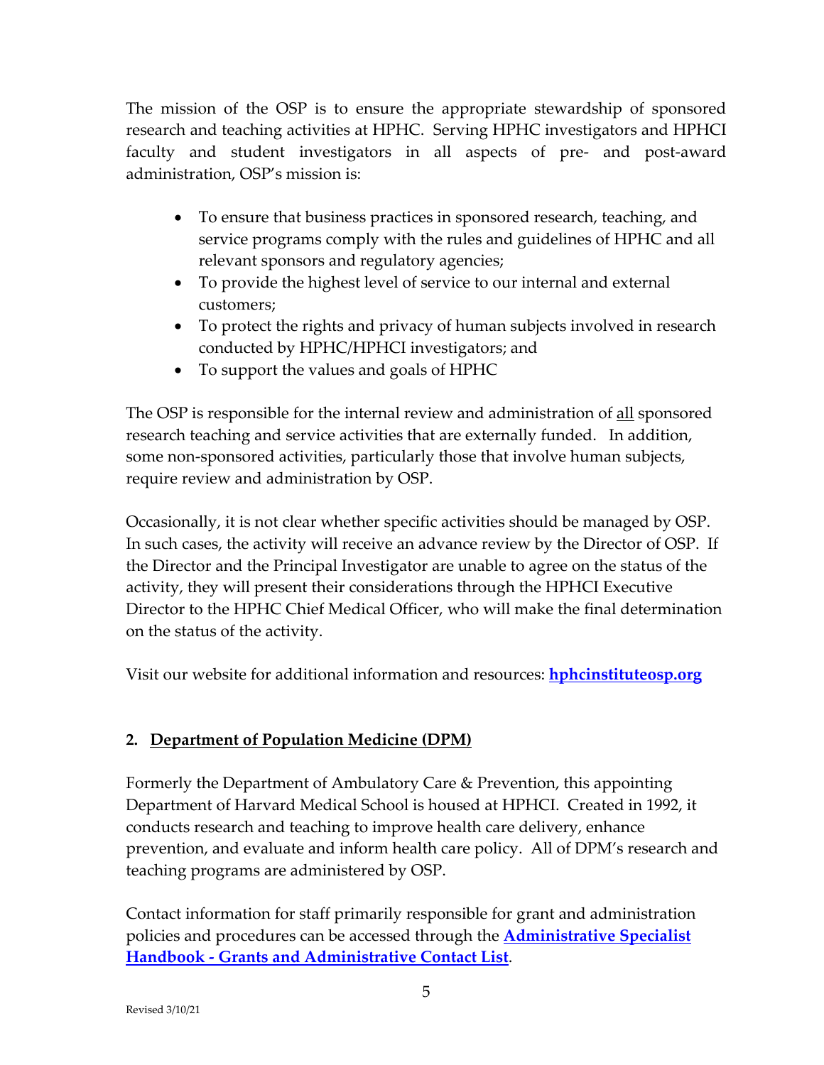The mission of the OSP is to ensure the appropriate stewardship of sponsored research and teaching activities at HPHC. Serving HPHC investigators and HPHCI faculty and student investigators in all aspects of pre- and post-award administration, OSP's mission is:

- To ensure that business practices in sponsored research, teaching, and service programs comply with the rules and guidelines of HPHC and all relevant sponsors and regulatory agencies;
- To provide the highest level of service to our internal and external customers;
- To protect the rights and privacy of human subjects involved in research conducted by HPHC/HPHCI investigators; and
- To support the values and goals of HPHC

The OSP is responsible for the internal review and administration of <u>all</u> sponsored research teaching and service activities that are externally funded. In addition, some non-sponsored activities, particularly those that involve human subjects, require review and administration by OSP.

Occasionally, it is not clear whether specific activities should be managed by OSP. In such cases, the activity will receive an advance review by the Director of OSP. If the Director and the Principal Investigator are unable to agree on the status of the activity, they will present their considerations through the HPHCI Executive Director to the HPHC Chief Medical Officer, who will make the final determination on the status of the activity.

Visit our website for additional information and resources: **hphcinstituteosp.org**

## 2. Department of Population Medicine (DPM)

Formerly the Department of Ambulatory Care & Prevention, this appointing Department of Harvard Medical School is housed at HPHCI. Created in 1992, it conducts research and teaching to improve health care delivery, enhance prevention, and evaluate and inform health care policy. All of DPM's research and teaching programs are administered by OSP.

Contact information for staff primarily responsible for grant and administration policies and procedures can be accessed through the **Administrative Specialist Handbook - Grants and Administrative Contact List**.

Revised 3/10/21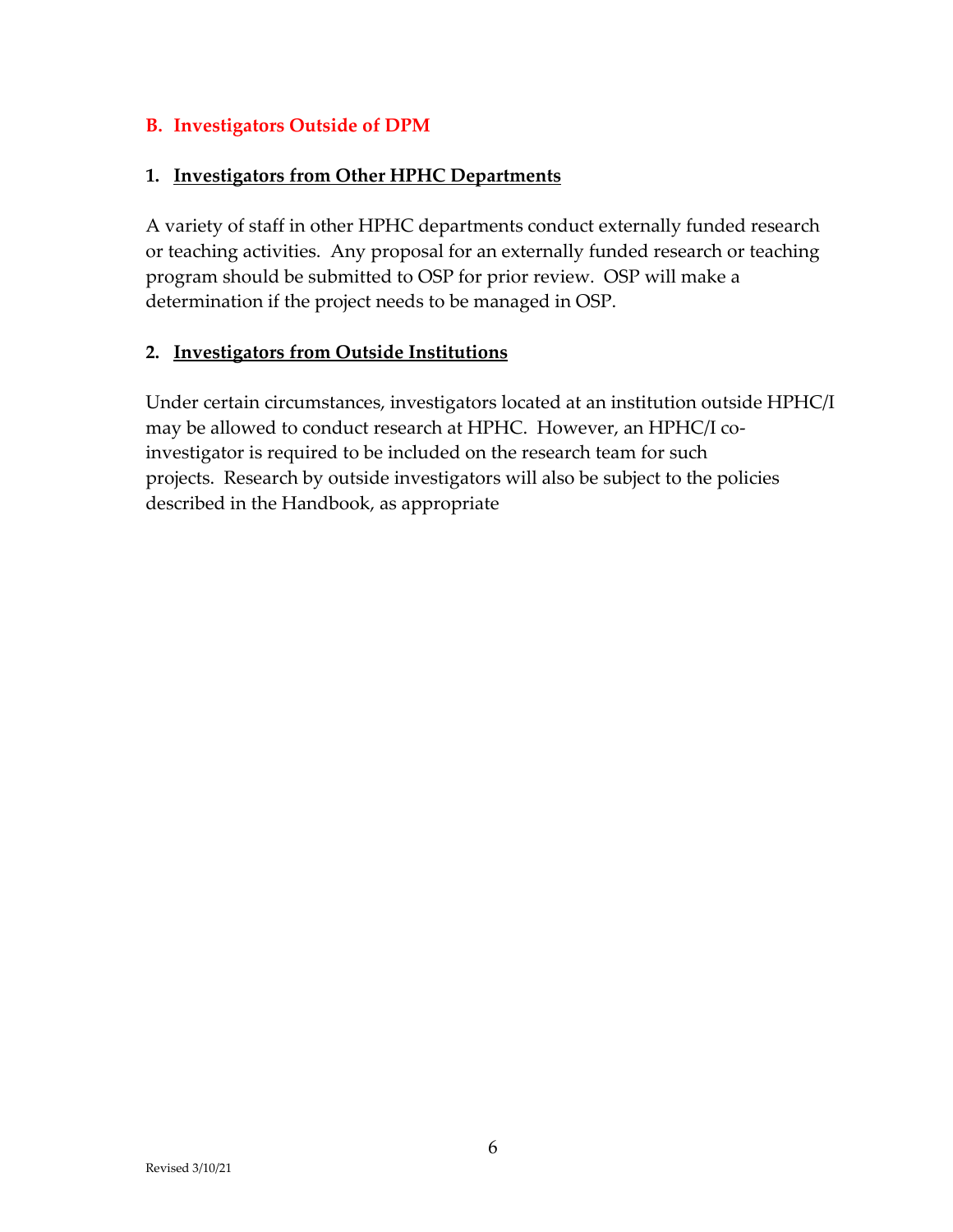## B. Investigators Outside of DPM

### 1. Investigators from Other HPHC Departments

A variety of staff in other HPHC departments conduct externally funded research or teaching activities. Any proposal for an externally funded research or teaching program should be submitted to OSP for prior review. OSP will make a determination if the project needs to be managed in OSP.

### 2. Investigators from Outside Institutions

Under certain circumstances, investigators located at an institution outside HPHC/I may be allowed to conduct research at HPHC. However, an HPHC/I co-investigator is required to be included on the research team for such projects. Research by outside investigators will also be subject to the policies described in the Handbook, as appropriate

Revised 3/10/21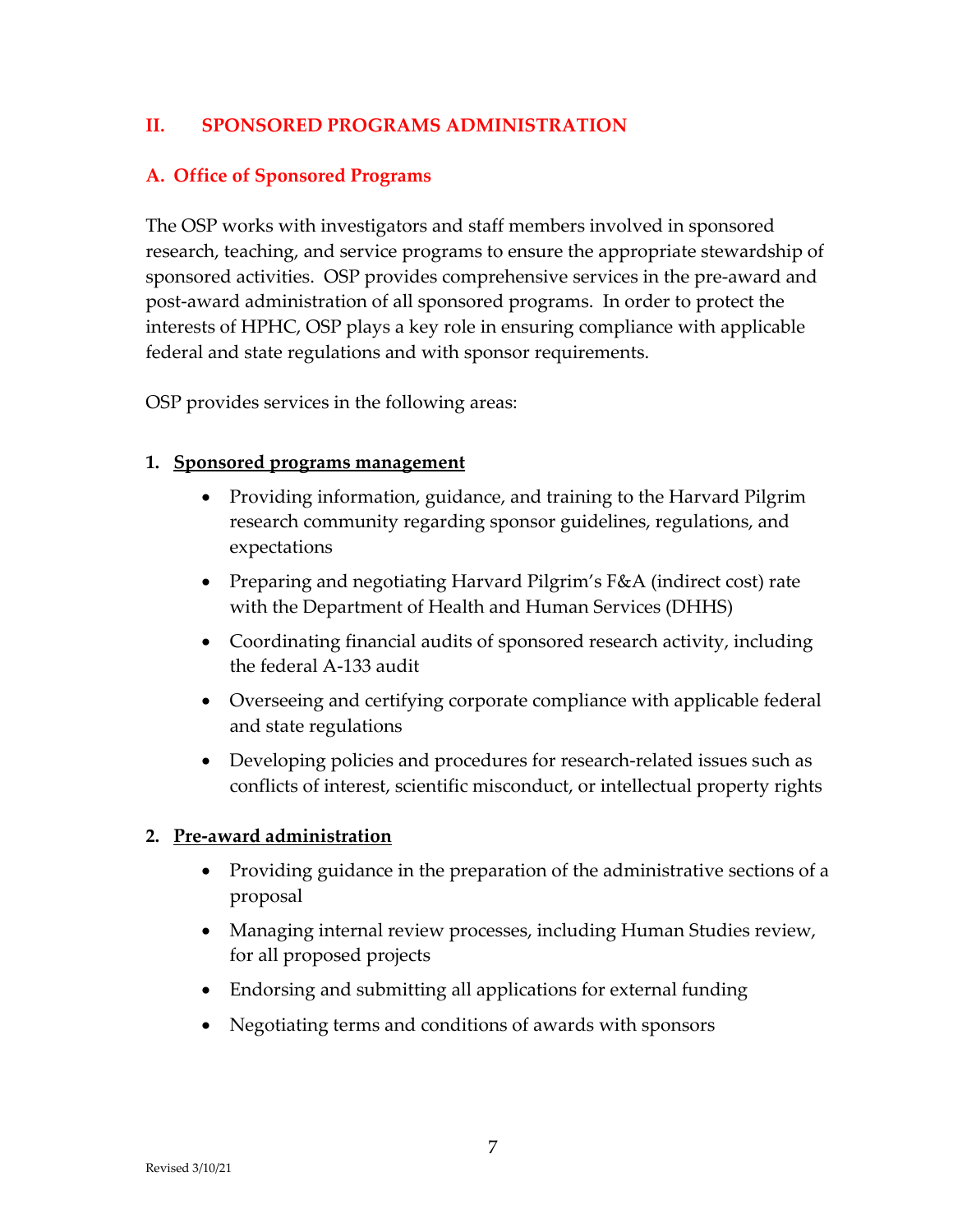## II. SPONSORED PROGRAMS ADMINISTRATION

### A. Office of Sponsored Programs

The OSP works with investigators and staff members involved in sponsored research, teaching, and service programs to ensure the appropriate stewardship of sponsored activities. OSP provides comprehensive services in the pre-award and post-award administration of all sponsored programs. In order to protect the interests of HPHC, OSP plays a key role in ensuring compliance with applicable federal and state regulations and with sponsor requirements.

OSP provides services in the following areas:

**1. <u>Sponsored programs management</u>**

- Providing information, guidance, and training to the Harvard Pilgrim research community regarding sponsor guidelines, regulations, and expectations
- Preparing and negotiating Harvard Pilgrim's F&A (indirect cost) rate with the Department of Health and Human Services (DHHS)
- Coordinating financial audits of sponsored research activity, including the federal A-133 audit
- Overseeing and certifying corporate compliance with applicable federal and state regulations
- Developing policies and procedures for research-related issues such as conflicts of interest, scientific misconduct, or intellectual property rights

**2. <u>Pre-award administration</u>**

- Providing guidance in the preparation of the administrative sections of a proposal
- Managing internal review processes, including Human Studies review, for all proposed projects
- Endorsing and submitting all applications for external funding
- Negotiating terms and conditions of awards with sponsors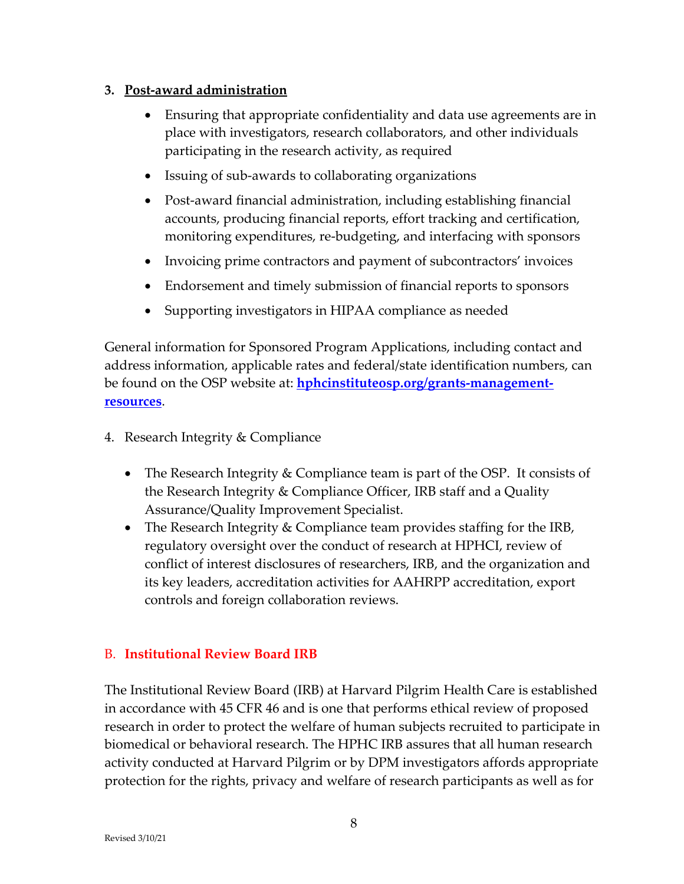3. **Post-award administration**

   - Ensuring that appropriate confidentiality and data use agreements are in place with investigators, research collaborators, and other individuals participating in the research activity, as required
   - Issuing of sub-awards to collaborating organizations
   - Post-award financial administration, including establishing financial accounts, producing financial reports, effort tracking and certification, monitoring expenditures, re-budgeting, and interfacing with sponsors
   - Invoicing prime contractors and payment of subcontractors' invoices
   - Endorsement and timely submission of financial reports to sponsors
   - Supporting investigators in HIPAA compliance as needed

General information for Sponsored Program Applications, including contact and address information, applicable rates and federal/state identification numbers, can be found on the OSP website at: **[hphcinstituteosp.org/grants-management-resources](hphcinstituteosp.org/grants-management-resources)**.

4. Research Integrity & Compliance

   - The Research Integrity & Compliance team is part of the OSP. It consists of the Research Integrity & Compliance Officer, IRB staff and a Quality Assurance/Quality Improvement Specialist.
   - The Research Integrity & Compliance team provides staffing for the IRB, regulatory oversight over the conduct of research at HPHCI, review of conflict of interest disclosures of researchers, IRB, and the organization and its key leaders, accreditation activities for AAHRPP accreditation, export controls and foreign collaboration reviews.

## B. Institutional Review Board IRB

The Institutional Review Board (IRB) at Harvard Pilgrim Health Care is established in accordance with 45 CFR 46 and is one that performs ethical review of proposed research in order to protect the welfare of human subjects recruited to participate in biomedical or behavioral research. The HPHC IRB assures that all human research activity conducted at Harvard Pilgrim or by DPM investigators affords appropriate protection for the rights, privacy and welfare of research participants as well as for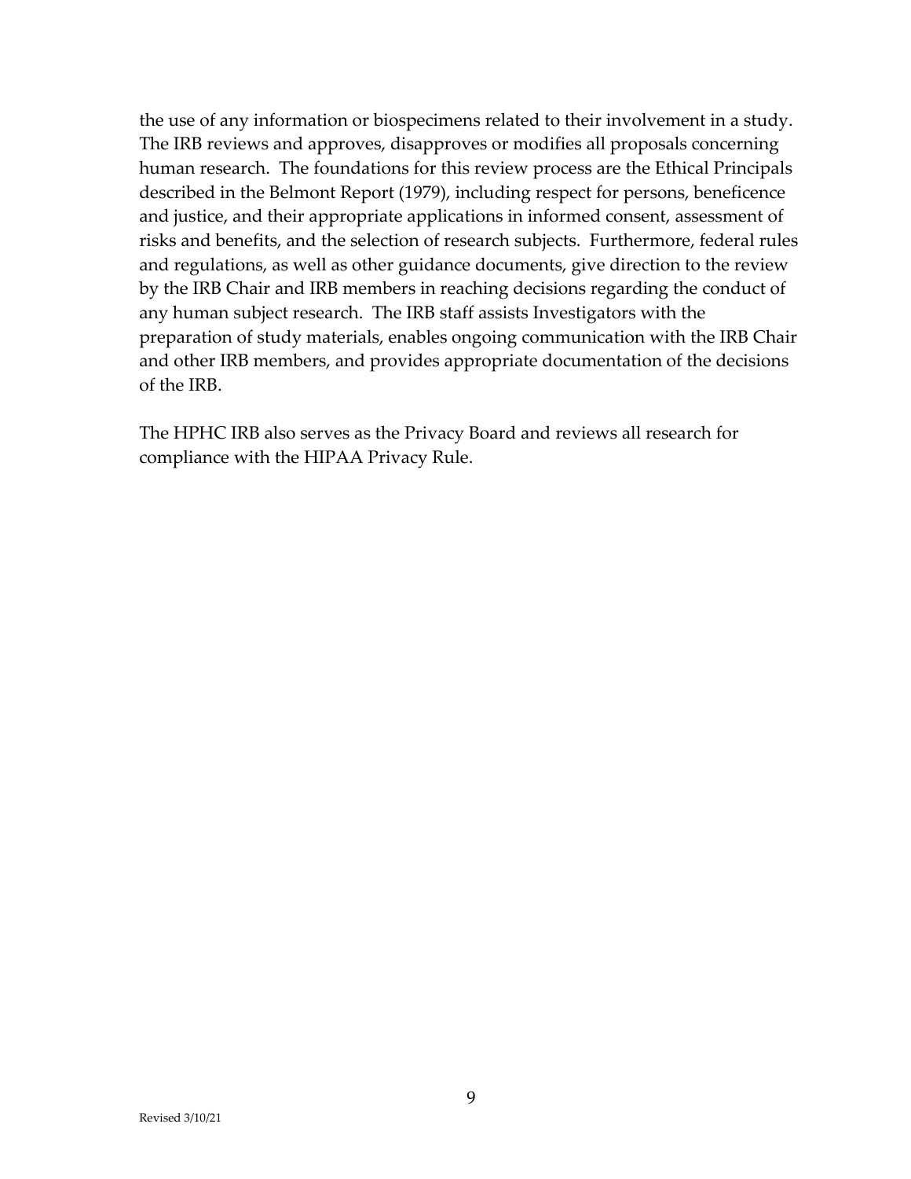the use of any information or biospecimens related to their involvement in a study. The IRB reviews and approves, disapproves or modifies all proposals concerning human research. The foundations for this review process are the Ethical Principals described in the Belmont Report (1979), including respect for persons, beneficence and justice, and their appropriate applications in informed consent, assessment of risks and benefits, and the selection of research subjects. Furthermore, federal rules and regulations, as well as other guidance documents, give direction to the review by the IRB Chair and IRB members in reaching decisions regarding the conduct of any human subject research. The IRB staff assists Investigators with the preparation of study materials, enables ongoing communication with the IRB Chair and other IRB members, and provides appropriate documentation of the decisions of the IRB.

The HPHC IRB also serves as the Privacy Board and reviews all research for compliance with the HIPAA Privacy Rule.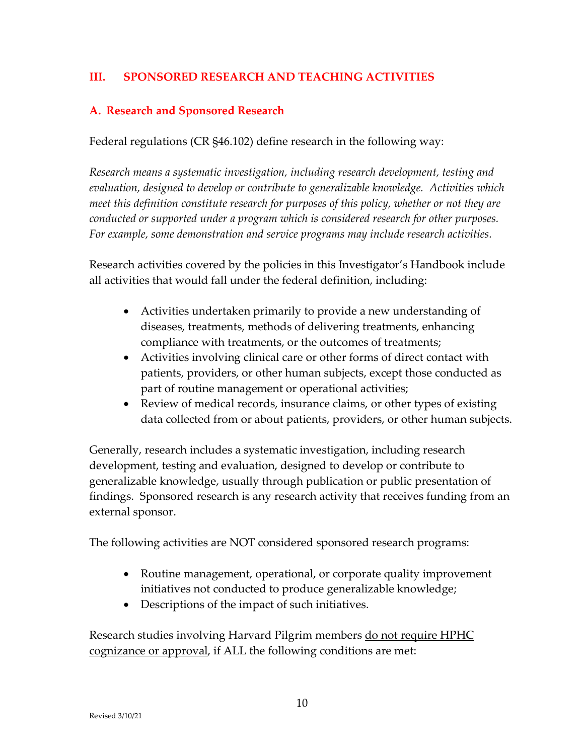## III. SPONSORED RESEARCH AND TEACHING ACTIVITIES

### A. Research and Sponsored Research

Federal regulations (CR §46.102) define research in the following way:

*Research means a systematic investigation, including research development, testing and evaluation, designed to develop or contribute to generalizable knowledge. Activities which meet this definition constitute research for purposes of this policy, whether or not they are conducted or supported under a program which is considered research for other purposes. For example, some demonstration and service programs may include research activities.*

Research activities covered by the policies in this Investigator's Handbook include all activities that would fall under the federal definition, including:

- Activities undertaken primarily to provide a new understanding of diseases, treatments, methods of delivering treatments, enhancing compliance with treatments, or the outcomes of treatments;
- Activities involving clinical care or other forms of direct contact with patients, providers, or other human subjects, except those conducted as part of routine management or operational activities;
- Review of medical records, insurance claims, or other types of existing data collected from or about patients, providers, or other human subjects.

Generally, research includes a systematic investigation, including research development, testing and evaluation, designed to develop or contribute to generalizable knowledge, usually through publication or public presentation of findings. Sponsored research is any research activity that receives funding from an external sponsor.

The following activities are NOT considered sponsored research programs:

- Routine management, operational, or corporate quality improvement initiatives not conducted to produce generalizable knowledge;
- Descriptions of the impact of such initiatives.

Research studies involving Harvard Pilgrim members <u>do not require HPHC cognizance or approval</u>, if ALL the following conditions are met:

Revised 3/10/21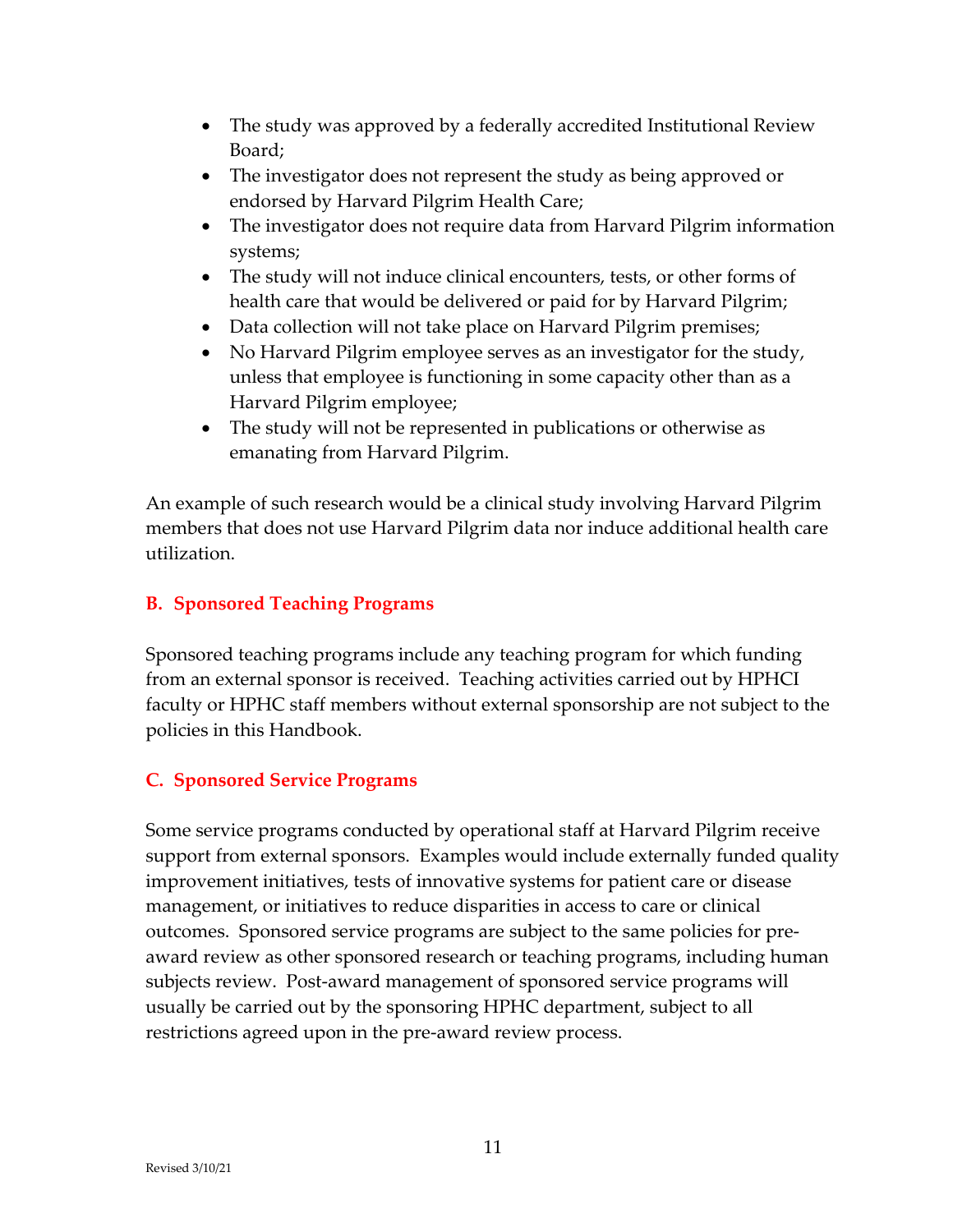- The study was approved by a federally accredited Institutional Review Board;
- The investigator does not represent the study as being approved or endorsed by Harvard Pilgrim Health Care;
- The investigator does not require data from Harvard Pilgrim information systems;
- The study will not induce clinical encounters, tests, or other forms of health care that would be delivered or paid for by Harvard Pilgrim;
- Data collection will not take place on Harvard Pilgrim premises;
- No Harvard Pilgrim employee serves as an investigator for the study, unless that employee is functioning in some capacity other than as a Harvard Pilgrim employee;
- The study will not be represented in publications or otherwise as emanating from Harvard Pilgrim.

An example of such research would be a clinical study involving Harvard Pilgrim members that does not use Harvard Pilgrim data nor induce additional health care utilization.

### B. Sponsored Teaching Programs

Sponsored teaching programs include any teaching program for which funding from an external sponsor is received. Teaching activities carried out by HPHCI faculty or HPHC staff members without external sponsorship are not subject to the policies in this Handbook.

### C. Sponsored Service Programs

Some service programs conducted by operational staff at Harvard Pilgrim receive support from external sponsors. Examples would include externally funded quality improvement initiatives, tests of innovative systems for patient care or disease management, or initiatives to reduce disparities in access to care or clinical outcomes. Sponsored service programs are subject to the same policies for pre-award review as other sponsored research or teaching programs, including human subjects review. Post-award management of sponsored service programs will usually be carried out by the sponsoring HPHC department, subject to all restrictions agreed upon in the pre-award review process.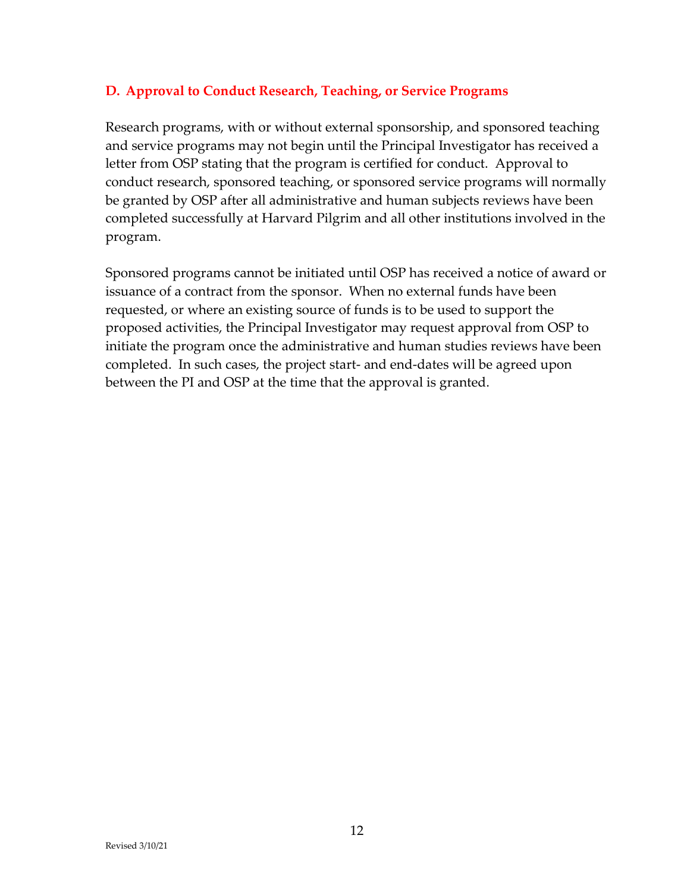### D. Approval to Conduct Research, Teaching, or Service Programs

Research programs, with or without external sponsorship, and sponsored teaching and service programs may not begin until the Principal Investigator has received a letter from OSP stating that the program is certified for conduct. Approval to conduct research, sponsored teaching, or sponsored service programs will normally be granted by OSP after all administrative and human subjects reviews have been completed successfully at Harvard Pilgrim and all other institutions involved in the program.

Sponsored programs cannot be initiated until OSP has received a notice of award or issuance of a contract from the sponsor. When no external funds have been requested, or where an existing source of funds is to be used to support the proposed activities, the Principal Investigator may request approval from OSP to initiate the program once the administrative and human studies reviews have been completed. In such cases, the project start- and end-dates will be agreed upon between the PI and OSP at the time that the approval is granted.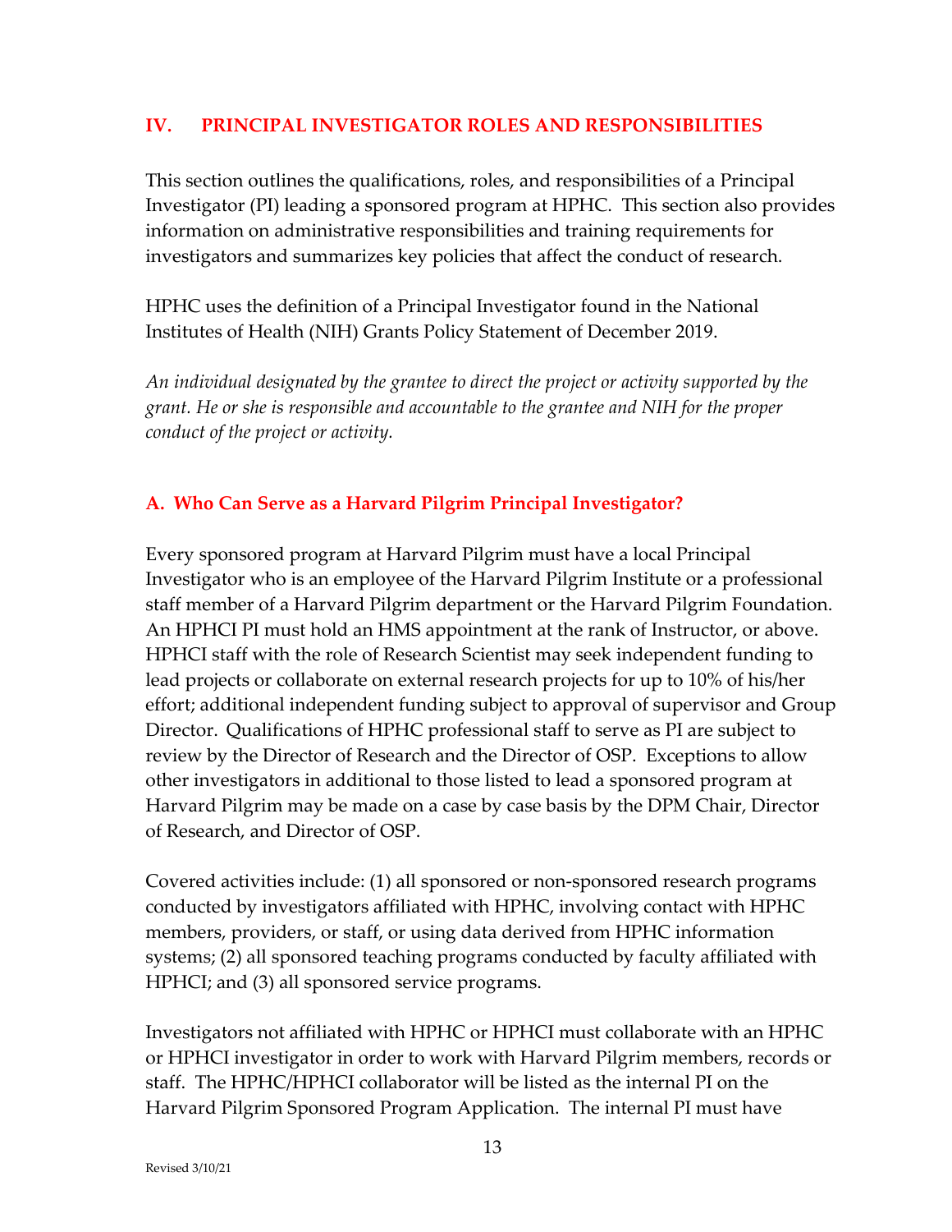## IV. PRINCIPAL INVESTIGATOR ROLES AND RESPONSIBILITIES

This section outlines the qualifications, roles, and responsibilities of a Principal Investigator (PI) leading a sponsored program at HPHC. This section also provides information on administrative responsibilities and training requirements for investigators and summarizes key policies that affect the conduct of research.

HPHC uses the definition of a Principal Investigator found in the National Institutes of Health (NIH) Grants Policy Statement of December 2019.

*An individual designated by the grantee to direct the project or activity supported by the grant. He or she is responsible and accountable to the grantee and NIH for the proper conduct of the project or activity.*

### A. Who Can Serve as a Harvard Pilgrim Principal Investigator?

Every sponsored program at Harvard Pilgrim must have a local Principal Investigator who is an employee of the Harvard Pilgrim Institute or a professional staff member of a Harvard Pilgrim department or the Harvard Pilgrim Foundation. An HPHCI PI must hold an HMS appointment at the rank of Instructor, or above. HPHCI staff with the role of Research Scientist may seek independent funding to lead projects or collaborate on external research projects for up to 10% of his/her effort; additional independent funding subject to approval of supervisor and Group Director. Qualifications of HPHC professional staff to serve as PI are subject to review by the Director of Research and the Director of OSP. Exceptions to allow other investigators in additional to those listed to lead a sponsored program at Harvard Pilgrim may be made on a case by case basis by the DPM Chair, Director of Research, and Director of OSP.

Covered activities include: (1) all sponsored or non-sponsored research programs conducted by investigators affiliated with HPHC, involving contact with HPHC members, providers, or staff, or using data derived from HPHC information systems; (2) all sponsored teaching programs conducted by faculty affiliated with HPHCI; and (3) all sponsored service programs.

Investigators not affiliated with HPHC or HPHCI must collaborate with an HPHC or HPHCI investigator in order to work with Harvard Pilgrim members, records or staff. The HPHC/HPHCI collaborator will be listed as the internal PI on the Harvard Pilgrim Sponsored Program Application. The internal PI must have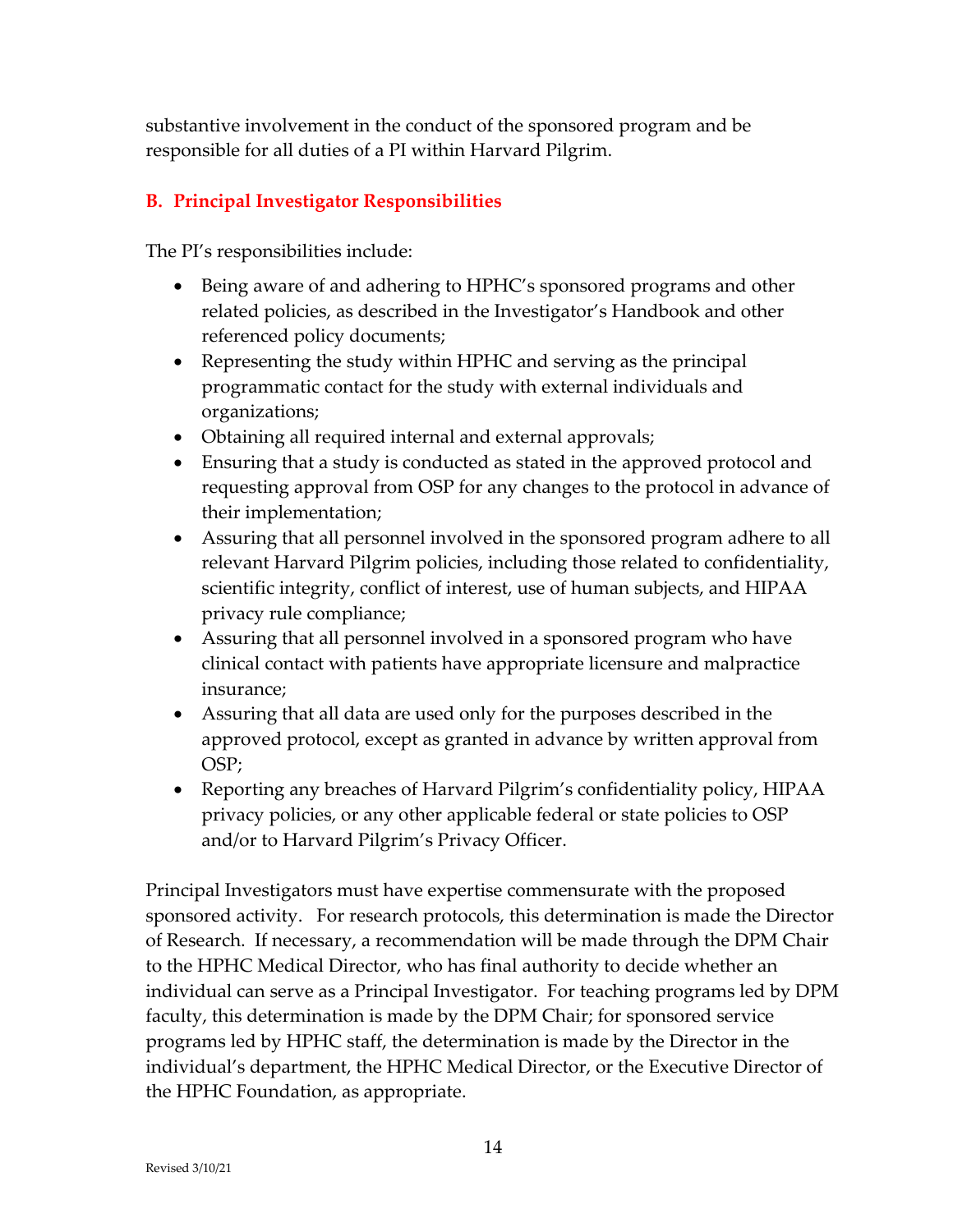substantive involvement in the conduct of the sponsored program and be responsible for all duties of a PI within Harvard Pilgrim.

### B. Principal Investigator Responsibilities

The PI's responsibilities include:

- Being aware of and adhering to HPHC's sponsored programs and other related policies, as described in the Investigator's Handbook and other referenced policy documents;
- Representing the study within HPHC and serving as the principal programmatic contact for the study with external individuals and organizations;
- Obtaining all required internal and external approvals;
- Ensuring that a study is conducted as stated in the approved protocol and requesting approval from OSP for any changes to the protocol in advance of their implementation;
- Assuring that all personnel involved in the sponsored program adhere to all relevant Harvard Pilgrim policies, including those related to confidentiality, scientific integrity, conflict of interest, use of human subjects, and HIPAA privacy rule compliance;
- Assuring that all personnel involved in a sponsored program who have clinical contact with patients have appropriate licensure and malpractice insurance;
- Assuring that all data are used only for the purposes described in the approved protocol, except as granted in advance by written approval from OSP;
- Reporting any breaches of Harvard Pilgrim's confidentiality policy, HIPAA privacy policies, or any other applicable federal or state policies to OSP and/or to Harvard Pilgrim's Privacy Officer.

Principal Investigators must have expertise commensurate with the proposed sponsored activity. For research protocols, this determination is made the Director of Research. If necessary, a recommendation will be made through the DPM Chair to the HPHC Medical Director, who has final authority to decide whether an individual can serve as a Principal Investigator. For teaching programs led by DPM faculty, this determination is made by the DPM Chair; for sponsored service programs led by HPHC staff, the determination is made by the Director in the individual's department, the HPHC Medical Director, or the Executive Director of the HPHC Foundation, as appropriate.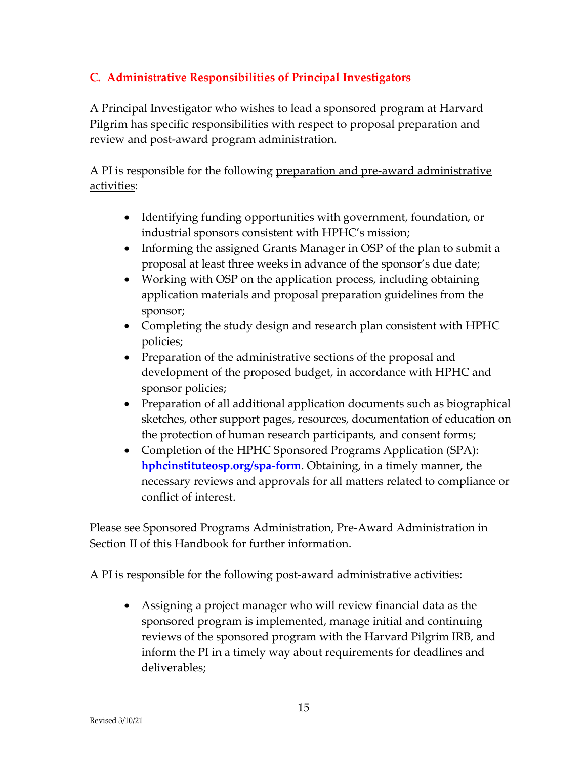### C. Administrative Responsibilities of Principal Investigators

A Principal Investigator who wishes to lead a sponsored program at Harvard Pilgrim has specific responsibilities with respect to proposal preparation and review and post-award program administration.

A PI is responsible for the following preparation and pre-award administrative activities:

- Identifying funding opportunities with government, foundation, or industrial sponsors consistent with HPHC's mission;
- Informing the assigned Grants Manager in OSP of the plan to submit a proposal at least three weeks in advance of the sponsor's due date;
- Working with OSP on the application process, including obtaining application materials and proposal preparation guidelines from the sponsor;
- Completing the study design and research plan consistent with HPHC policies;
- Preparation of the administrative sections of the proposal and development of the proposed budget, in accordance with HPHC and sponsor policies;
- Preparation of all additional application documents such as biographical sketches, other support pages, resources, documentation of education on the protection of human research participants, and consent forms;
- Completion of the HPHC Sponsored Programs Application (SPA): **hphcinstituteosp.org/spa-form**. Obtaining, in a timely manner, the necessary reviews and approvals for all matters related to compliance or conflict of interest.

Please see Sponsored Programs Administration, Pre-Award Administration in Section II of this Handbook for further information.

A PI is responsible for the following post-award administrative activities:

- Assigning a project manager who will review financial data as the sponsored program is implemented, manage initial and continuing reviews of the sponsored program with the Harvard Pilgrim IRB, and inform the PI in a timely way about requirements for deadlines and deliverables;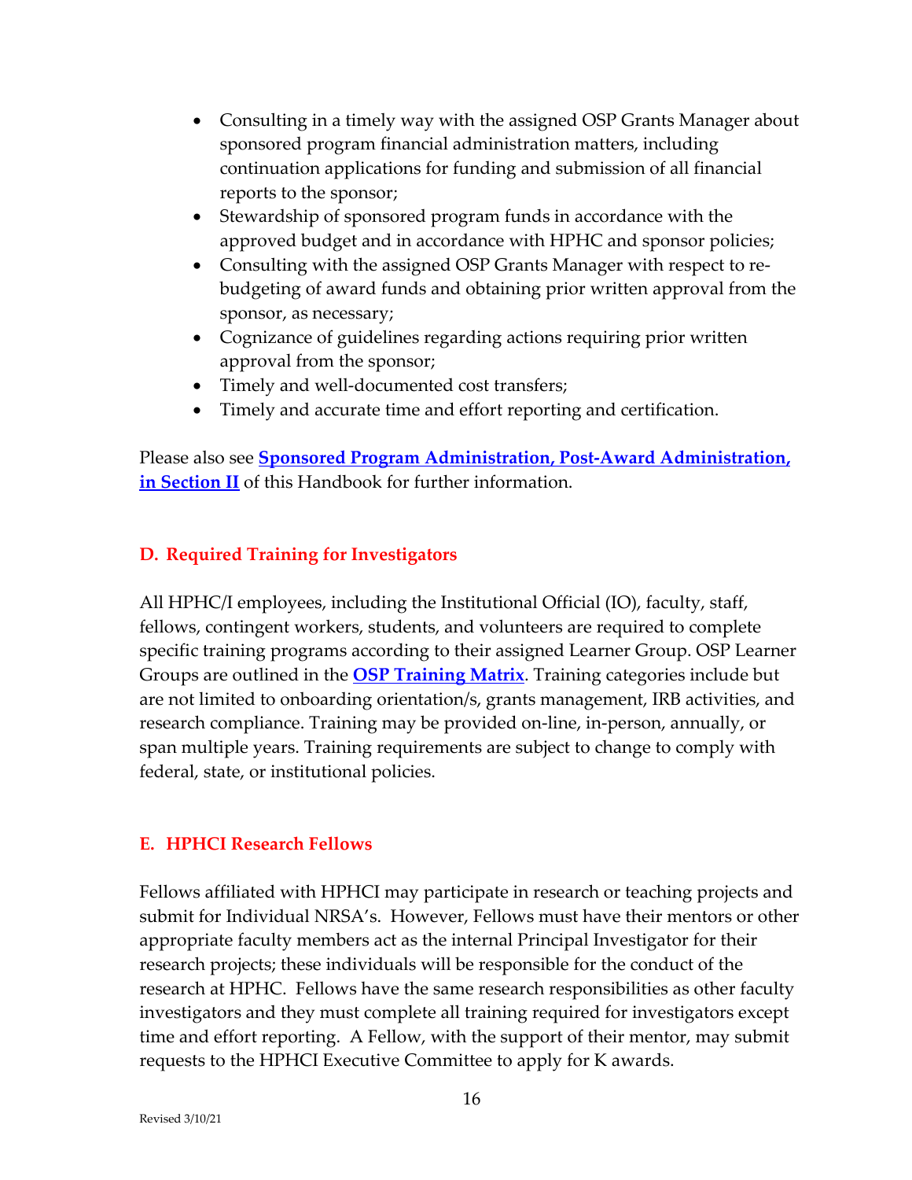- Consulting in a timely way with the assigned OSP Grants Manager about sponsored program financial administration matters, including continuation applications for funding and submission of all financial reports to the sponsor;
- Stewardship of sponsored program funds in accordance with the approved budget and in accordance with HPHC and sponsor policies;
- Consulting with the assigned OSP Grants Manager with respect to re-budgeting of award funds and obtaining prior written approval from the sponsor, as necessary;
- Cognizance of guidelines regarding actions requiring prior written approval from the sponsor;
- Timely and well-documented cost transfers;
- Timely and accurate time and effort reporting and certification.

Please also see **Sponsored Program Administration, Post-Award Administration, in Section II** of this Handbook for further information.

## D. Required Training for Investigators

All HPHC/I employees, including the Institutional Official (IO), faculty, staff, fellows, contingent workers, students, and volunteers are required to complete specific training programs according to their assigned Learner Group. OSP Learner Groups are outlined in the **OSP Training Matrix**. Training categories include but are not limited to onboarding orientation/s, grants management, IRB activities, and research compliance. Training may be provided on-line, in-person, annually, or span multiple years. Training requirements are subject to change to comply with federal, state, or institutional policies.

## E. HPHCI Research Fellows

Fellows affiliated with HPHCI may participate in research or teaching projects and submit for Individual NRSA's. However, Fellows must have their mentors or other appropriate faculty members act as the internal Principal Investigator for their research projects; these individuals will be responsible for the conduct of the research at HPHC. Fellows have the same research responsibilities as other faculty investigators and they must complete all training required for investigators except time and effort reporting. A Fellow, with the support of their mentor, may submit requests to the HPHCI Executive Committee to apply for K awards.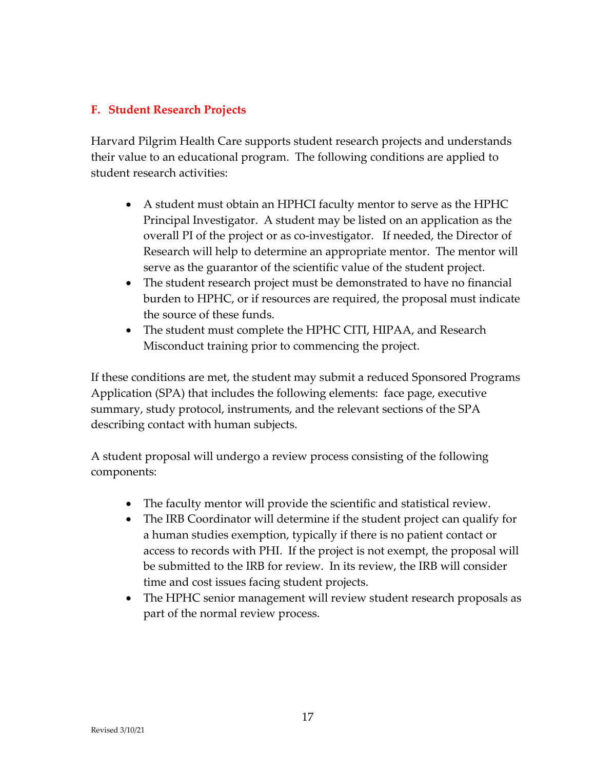## F. Student Research Projects

Harvard Pilgrim Health Care supports student research projects and understands their value to an educational program. The following conditions are applied to student research activities:

- A student must obtain an HPHCI faculty mentor to serve as the HPHC Principal Investigator. A student may be listed on an application as the overall PI of the project or as co-investigator. If needed, the Director of Research will help to determine an appropriate mentor. The mentor will serve as the guarantor of the scientific value of the student project.
- The student research project must be demonstrated to have no financial burden to HPHC, or if resources are required, the proposal must indicate the source of these funds.
- The student must complete the HPHC CITI, HIPAA, and Research Misconduct training prior to commencing the project.

If these conditions are met, the student may submit a reduced Sponsored Programs Application (SPA) that includes the following elements: face page, executive summary, study protocol, instruments, and the relevant sections of the SPA describing contact with human subjects.

A student proposal will undergo a review process consisting of the following components:

- The faculty mentor will provide the scientific and statistical review.
- The IRB Coordinator will determine if the student project can qualify for a human studies exemption, typically if there is no patient contact or access to records with PHI. If the project is not exempt, the proposal will be submitted to the IRB for review. In its review, the IRB will consider time and cost issues facing student projects.
- The HPHC senior management will review student research proposals as part of the normal review process.

Revised 3/10/21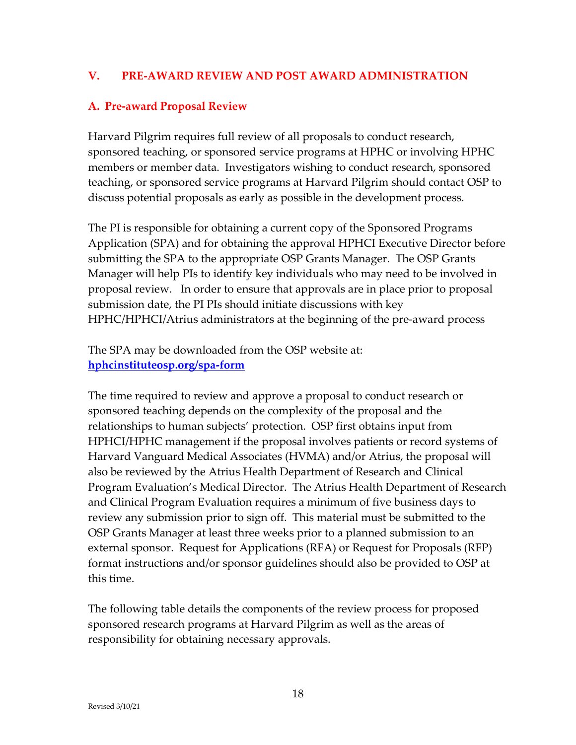## V. PRE-AWARD REVIEW AND POST AWARD ADMINISTRATION

### A. Pre-award Proposal Review

Harvard Pilgrim requires full review of all proposals to conduct research, sponsored teaching, or sponsored service programs at HPHC or involving HPHC members or member data. Investigators wishing to conduct research, sponsored teaching, or sponsored service programs at Harvard Pilgrim should contact OSP to discuss potential proposals as early as possible in the development process.

The PI is responsible for obtaining a current copy of the Sponsored Programs Application (SPA) and for obtaining the approval HPHCI Executive Director before submitting the SPA to the appropriate OSP Grants Manager. The OSP Grants Manager will help PIs to identify key individuals who may need to be involved in proposal review. In order to ensure that approvals are in place prior to proposal submission date, the PI PIs should initiate discussions with key HPHC/HPHCI/Atrius administrators at the beginning of the pre-award process

The SPA may be downloaded from the OSP website at:
**[hphcinstituteosp.org/spa-form](hphcinstituteosp.org/spa-form)**

The time required to review and approve a proposal to conduct research or sponsored teaching depends on the complexity of the proposal and the relationships to human subjects' protection. OSP first obtains input from HPHCI/HPHC management if the proposal involves patients or record systems of Harvard Vanguard Medical Associates (HVMA) and/or Atrius, the proposal will also be reviewed by the Atrius Health Department of Research and Clinical Program Evaluation's Medical Director. The Atrius Health Department of Research and Clinical Program Evaluation requires a minimum of five business days to review any submission prior to sign off. This material must be submitted to the OSP Grants Manager at least three weeks prior to a planned submission to an external sponsor. Request for Applications (RFA) or Request for Proposals (RFP) format instructions and/or sponsor guidelines should also be provided to OSP at this time.

The following table details the components of the review process for proposed sponsored research programs at Harvard Pilgrim as well as the areas of responsibility for obtaining necessary approvals.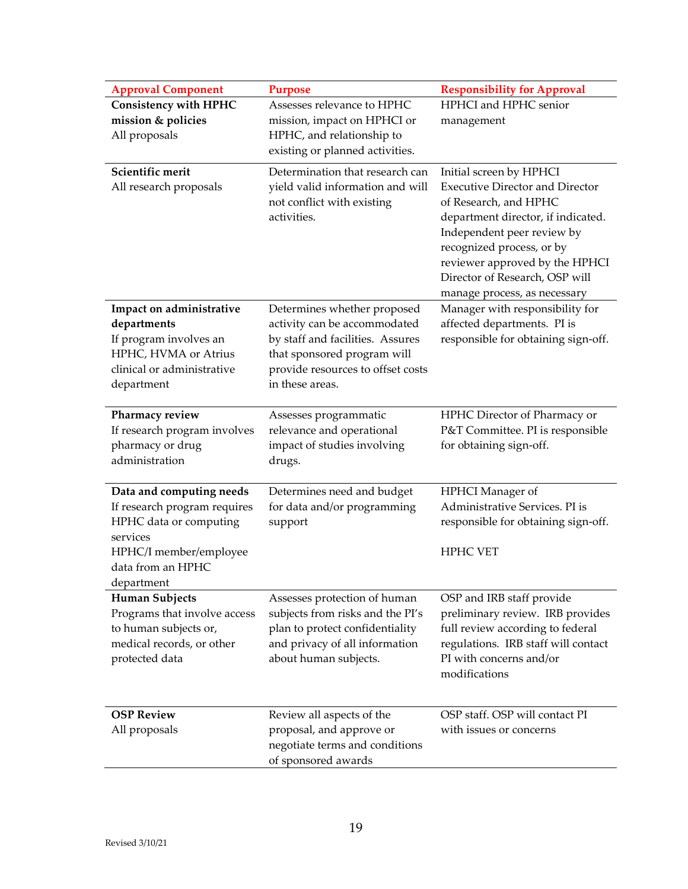| Approval Component | Purpose | Responsibility for Approval |
|---|---|---|
| **Consistency with HPHC mission & policies**<br>All proposals | Assesses relevance to HPHC mission, impact on HPHCI or HPHC, and relationship to existing or planned activities. | HPHCI and HPHC senior management |
| **Scientific merit**<br>All research proposals | Determination that research can yield valid information and will not conflict with existing activities. | Initial screen by HPHCI Executive Director and Director of Research, and HPHC department director, if indicated. Independent peer review by recognized process, or by reviewer approved by the HPHCI Director of Research, OSP will manage process, as necessary |
| **Impact on administrative departments**<br>If program involves an HPHC, HVMA or Atrius clinical or administrative department | Determines whether proposed activity can be accommodated by staff and facilities. Assures that sponsored program will provide resources to offset costs in these areas. | Manager with responsibility for affected departments. PI is responsible for obtaining sign-off. |
| **Pharmacy review**<br>If research program involves pharmacy or drug administration | Assesses programmatic relevance and operational impact of studies involving drugs. | HPHC Director of Pharmacy or P&T Committee. PI is responsible for obtaining sign-off. |
| **Data and computing needs**<br>If research program requires HPHC data or computing services<br>HPHC/I member/employee data from an HPHC department | Determines need and budget for data and/or programming support | HPHCI Manager of Administrative Services. PI is responsible for obtaining sign-off.<br><br>HPHC VET |
| **Human Subjects**<br>Programs that involve access to human subjects or, medical records, or other protected data | Assesses protection of human subjects from risks and the PI's plan to protect confidentiality and privacy of all information about human subjects. | OSP and IRB staff provide preliminary review. IRB provides full review according to federal regulations. IRB staff will contact PI with concerns and/or modifications |
| **OSP Review**<br>All proposals | Review all aspects of the proposal, and approve or negotiate terms and conditions of sponsored awards | OSP staff. OSP will contact PI with issues or concerns |

Revised 3/10/21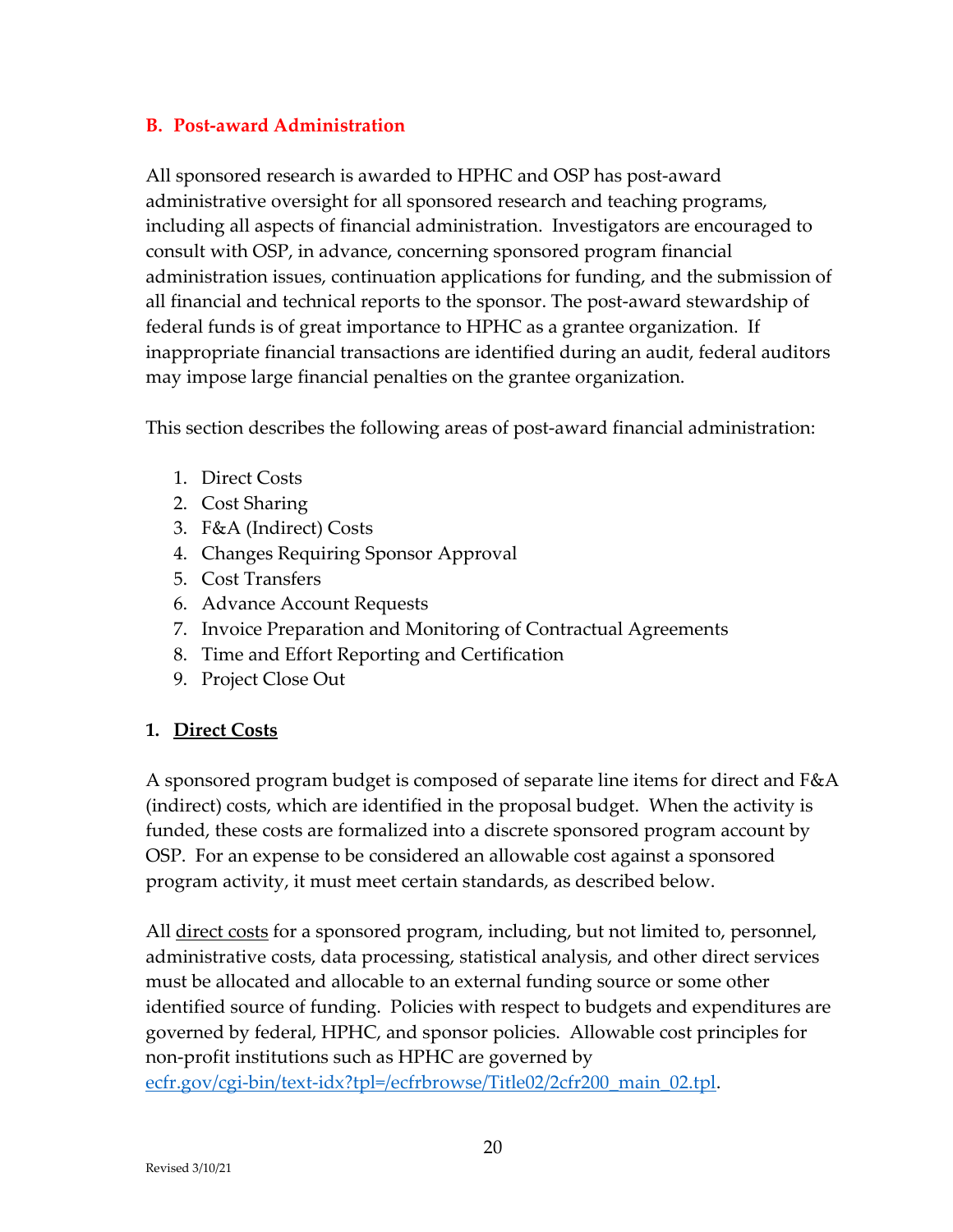## B. Post-award Administration

All sponsored research is awarded to HPHC and OSP has post-award administrative oversight for all sponsored research and teaching programs, including all aspects of financial administration. Investigators are encouraged to consult with OSP, in advance, concerning sponsored program financial administration issues, continuation applications for funding, and the submission of all financial and technical reports to the sponsor. The post-award stewardship of federal funds is of great importance to HPHC as a grantee organization. If inappropriate financial transactions are identified during an audit, federal auditors may impose large financial penalties on the grantee organization.

This section describes the following areas of post-award financial administration:

1. Direct Costs
2. Cost Sharing
3. F&A (Indirect) Costs
4. Changes Requiring Sponsor Approval
5. Cost Transfers
6. Advance Account Requests
7. Invoice Preparation and Monitoring of Contractual Agreements
8. Time and Effort Reporting and Certification
9. Project Close Out

### 1. Direct Costs

A sponsored program budget is composed of separate line items for direct and F&A (indirect) costs, which are identified in the proposal budget. When the activity is funded, these costs are formalized into a discrete sponsored program account by OSP. For an expense to be considered an allowable cost against a sponsored program activity, it must meet certain standards, as described below.

All direct costs for a sponsored program, including, but not limited to, personnel, administrative costs, data processing, statistical analysis, and other direct services must be allocated and allocable to an external funding source or some other identified source of funding. Policies with respect to budgets and expenditures are governed by federal, HPHC, and sponsor policies. Allowable cost principles for non-profit institutions such as HPHC are governed by [ecfr.gov/cgi-bin/text-idx?tpl=/ecfrbrowse/Title02/2cfr200_main_02.tpl](ecfr.gov/cgi-bin/text-idx?tpl=/ecfrbrowse/Title02/2cfr200_main_02.tpl).

Revised 3/10/21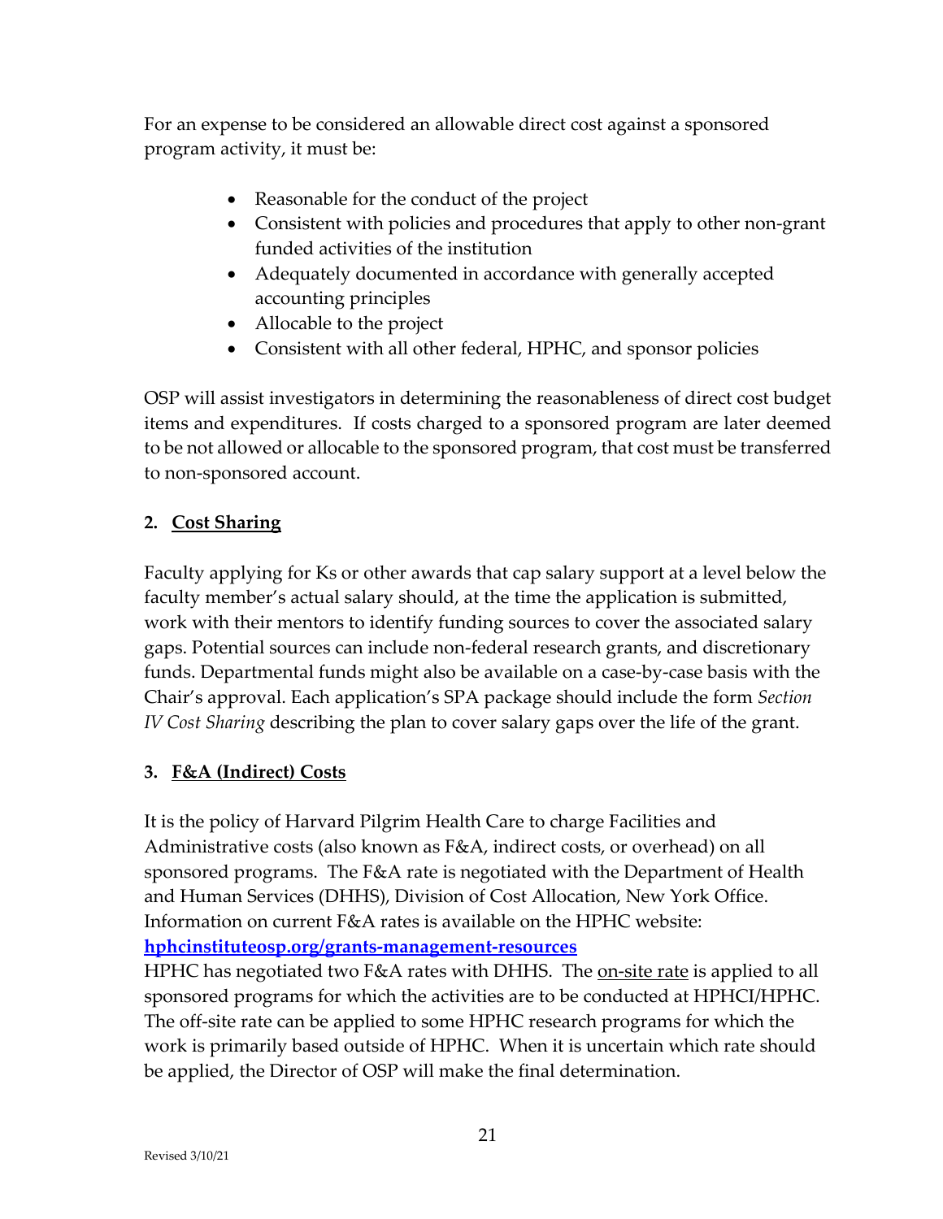For an expense to be considered an allowable direct cost against a sponsored program activity, it must be:

- Reasonable for the conduct of the project
- Consistent with policies and procedures that apply to other non-grant funded activities of the institution
- Adequately documented in accordance with generally accepted accounting principles
- Allocable to the project
- Consistent with all other federal, HPHC, and sponsor policies

OSP will assist investigators in determining the reasonableness of direct cost budget items and expenditures. If costs charged to a sponsored program are later deemed to be not allowed or allocable to the sponsored program, that cost must be transferred to non-sponsored account.

### 2. Cost Sharing

Faculty applying for Ks or other awards that cap salary support at a level below the faculty member's actual salary should, at the time the application is submitted, work with their mentors to identify funding sources to cover the associated salary gaps. Potential sources can include non-federal research grants, and discretionary funds. Departmental funds might also be available on a case-by-case basis with the Chair's approval. Each application's SPA package should include the form *Section IV Cost Sharing* describing the plan to cover salary gaps over the life of the grant.

### 3. F&A (Indirect) Costs

It is the policy of Harvard Pilgrim Health Care to charge Facilities and Administrative costs (also known as F&A, indirect costs, or overhead) on all sponsored programs. The F&A rate is negotiated with the Department of Health and Human Services (DHHS), Division of Cost Allocation, New York Office. Information on current F&A rates is available on the HPHC website: **hphcinstituteosp.org/grants-management-resources**

HPHC has negotiated two F&A rates with DHHS. The on-site rate is applied to all sponsored programs for which the activities are to be conducted at HPHCI/HPHC. The off-site rate can be applied to some HPHC research programs for which the work is primarily based outside of HPHC. When it is uncertain which rate should be applied, the Director of OSP will make the final determination.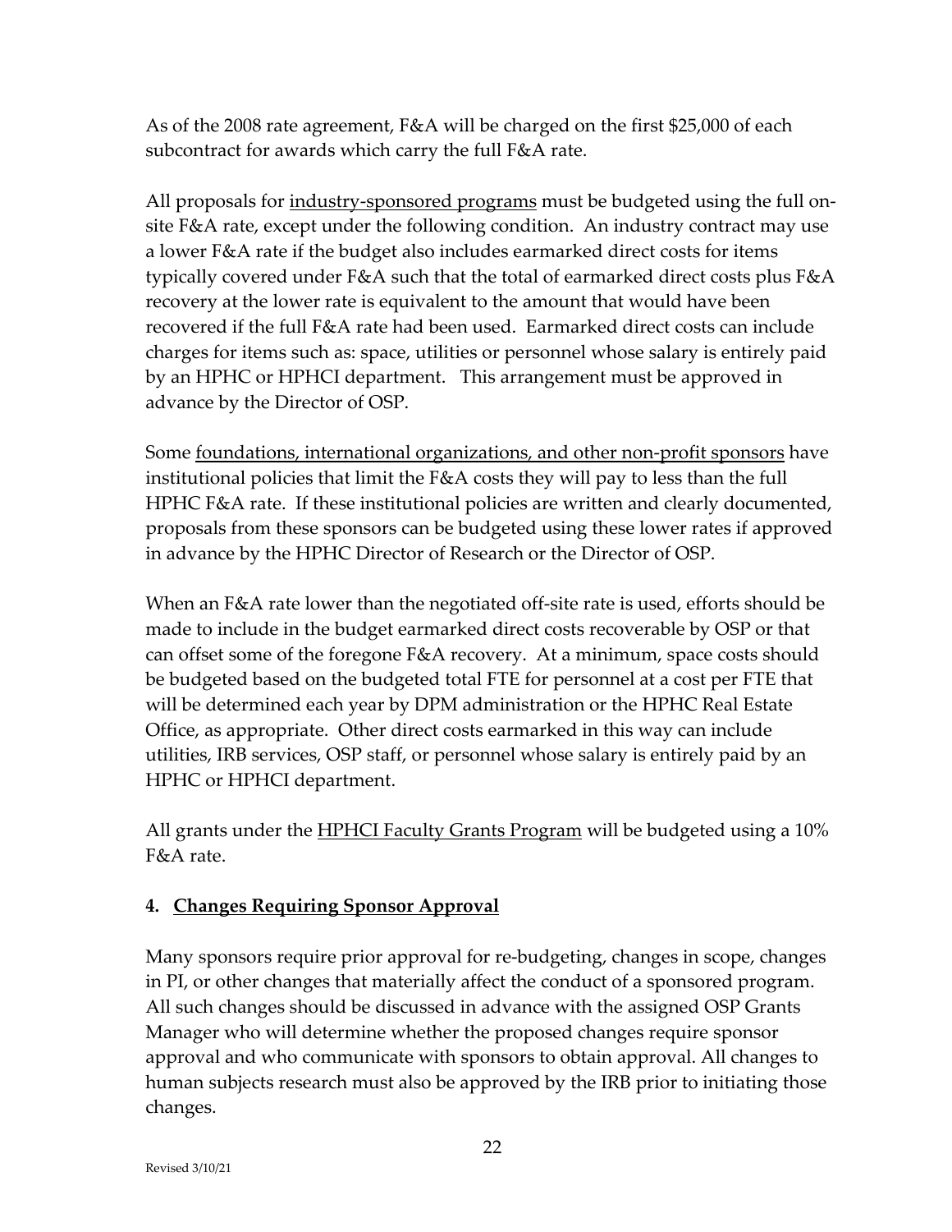As of the 2008 rate agreement, F&A will be charged on the first $25,000 of each subcontract for awards which carry the full F&A rate.

All proposals for <u>industry-sponsored programs</u> must be budgeted using the full on-site F&A rate, except under the following condition. An industry contract may use a lower F&A rate if the budget also includes earmarked direct costs for items typically covered under F&A such that the total of earmarked direct costs plus F&A recovery at the lower rate is equivalent to the amount that would have been recovered if the full F&A rate had been used. Earmarked direct costs can include charges for items such as: space, utilities or personnel whose salary is entirely paid by an HPHC or HPHCI department. This arrangement must be approved in advance by the Director of OSP.

Some <u>foundations, international organizations, and other non-profit sponsors</u> have institutional policies that limit the F&A costs they will pay to less than the full HPHC F&A rate. If these institutional policies are written and clearly documented, proposals from these sponsors can be budgeted using these lower rates if approved in advance by the HPHC Director of Research or the Director of OSP.

When an F&A rate lower than the negotiated off-site rate is used, efforts should be made to include in the budget earmarked direct costs recoverable by OSP or that can offset some of the foregone F&A recovery. At a minimum, space costs should be budgeted based on the budgeted total FTE for personnel at a cost per FTE that will be determined each year by DPM administration or the HPHC Real Estate Office, as appropriate. Other direct costs earmarked in this way can include utilities, IRB services, OSP staff, or personnel whose salary is entirely paid by an HPHC or HPHCI department.

All grants under the <u>HPHCI Faculty Grants Program</u> will be budgeted using a 10% F&A rate.

### 4. <u>Changes Requiring Sponsor Approval</u>

Many sponsors require prior approval for re-budgeting, changes in scope, changes in PI, or other changes that materially affect the conduct of a sponsored program. All such changes should be discussed in advance with the assigned OSP Grants Manager who will determine whether the proposed changes require sponsor approval and who communicate with sponsors to obtain approval. All changes to human subjects research must also be approved by the IRB prior to initiating those changes.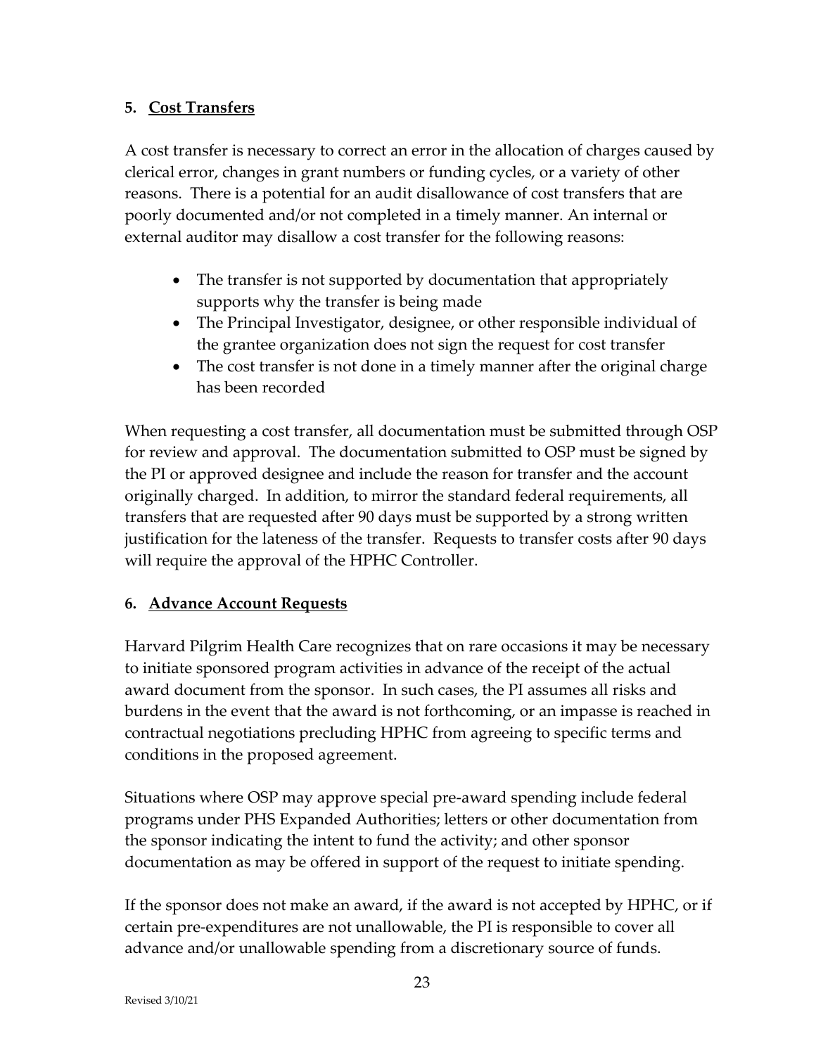### 5. Cost Transfers

A cost transfer is necessary to correct an error in the allocation of charges caused by clerical error, changes in grant numbers or funding cycles, or a variety of other reasons. There is a potential for an audit disallowance of cost transfers that are poorly documented and/or not completed in a timely manner. An internal or external auditor may disallow a cost transfer for the following reasons:

- The transfer is not supported by documentation that appropriately supports why the transfer is being made
- The Principal Investigator, designee, or other responsible individual of the grantee organization does not sign the request for cost transfer
- The cost transfer is not done in a timely manner after the original charge has been recorded

When requesting a cost transfer, all documentation must be submitted through OSP for review and approval. The documentation submitted to OSP must be signed by the PI or approved designee and include the reason for transfer and the account originally charged. In addition, to mirror the standard federal requirements, all transfers that are requested after 90 days must be supported by a strong written justification for the lateness of the transfer. Requests to transfer costs after 90 days will require the approval of the HPHC Controller.

### 6. Advance Account Requests

Harvard Pilgrim Health Care recognizes that on rare occasions it may be necessary to initiate sponsored program activities in advance of the receipt of the actual award document from the sponsor. In such cases, the PI assumes all risks and burdens in the event that the award is not forthcoming, or an impasse is reached in contractual negotiations precluding HPHC from agreeing to specific terms and conditions in the proposed agreement.

Situations where OSP may approve special pre-award spending include federal programs under PHS Expanded Authorities; letters or other documentation from the sponsor indicating the intent to fund the activity; and other sponsor documentation as may be offered in support of the request to initiate spending.

If the sponsor does not make an award, if the award is not accepted by HPHC, or if certain pre-expenditures are not unallowable, the PI is responsible to cover all advance and/or unallowable spending from a discretionary source of funds.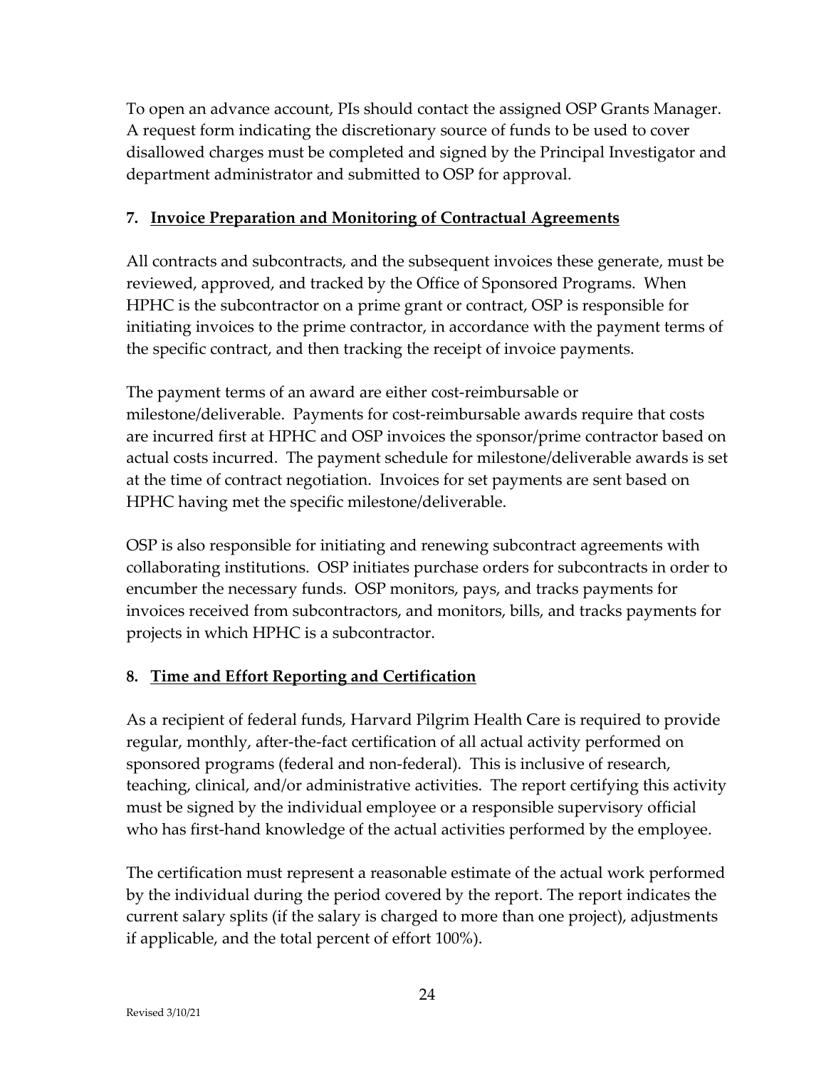To open an advance account, PIs should contact the assigned OSP Grants Manager. A request form indicating the discretionary source of funds to be used to cover disallowed charges must be completed and signed by the Principal Investigator and department administrator and submitted to OSP for approval.

### 7. Invoice Preparation and Monitoring of Contractual Agreements

All contracts and subcontracts, and the subsequent invoices these generate, must be reviewed, approved, and tracked by the Office of Sponsored Programs. When HPHC is the subcontractor on a prime grant or contract, OSP is responsible for initiating invoices to the prime contractor, in accordance with the payment terms of the specific contract, and then tracking the receipt of invoice payments.

The payment terms of an award are either cost-reimbursable or milestone/deliverable. Payments for cost-reimbursable awards require that costs are incurred first at HPHC and OSP invoices the sponsor/prime contractor based on actual costs incurred. The payment schedule for milestone/deliverable awards is set at the time of contract negotiation. Invoices for set payments are sent based on HPHC having met the specific milestone/deliverable.

OSP is also responsible for initiating and renewing subcontract agreements with collaborating institutions. OSP initiates purchase orders for subcontracts in order to encumber the necessary funds. OSP monitors, pays, and tracks payments for invoices received from subcontractors, and monitors, bills, and tracks payments for projects in which HPHC is a subcontractor.

### 8. Time and Effort Reporting and Certification

As a recipient of federal funds, Harvard Pilgrim Health Care is required to provide regular, monthly, after-the-fact certification of all actual activity performed on sponsored programs (federal and non-federal). This is inclusive of research, teaching, clinical, and/or administrative activities. The report certifying this activity must be signed by the individual employee or a responsible supervisory official who has first-hand knowledge of the actual activities performed by the employee.

The certification must represent a reasonable estimate of the actual work performed by the individual during the period covered by the report. The report indicates the current salary splits (if the salary is charged to more than one project), adjustments if applicable, and the total percent of effort 100%).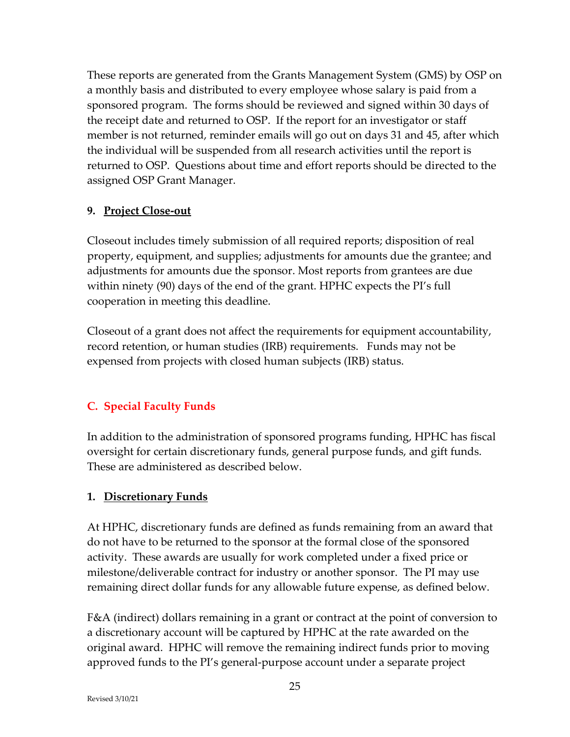These reports are generated from the Grants Management System (GMS) by OSP on a monthly basis and distributed to every employee whose salary is paid from a sponsored program. The forms should be reviewed and signed within 30 days of the receipt date and returned to OSP. If the report for an investigator or staff member is not returned, reminder emails will go out on days 31 and 45, after which the individual will be suspended from all research activities until the report is returned to OSP. Questions about time and effort reports should be directed to the assigned OSP Grant Manager.

### 9. <u>Project Close-out</u>

Closeout includes timely submission of all required reports; disposition of real property, equipment, and supplies; adjustments for amounts due the grantee; and adjustments for amounts due the sponsor. Most reports from grantees are due within ninety (90) days of the end of the grant. HPHC expects the PI's full cooperation in meeting this deadline.

Closeout of a grant does not affect the requirements for equipment accountability, record retention, or human studies (IRB) requirements. Funds may not be expensed from projects with closed human subjects (IRB) status.

## C. Special Faculty Funds

In addition to the administration of sponsored programs funding, HPHC has fiscal oversight for certain discretionary funds, general purpose funds, and gift funds. These are administered as described below.

### 1. <u>Discretionary Funds</u>

At HPHC, discretionary funds are defined as funds remaining from an award that do not have to be returned to the sponsor at the formal close of the sponsored activity. These awards are usually for work completed under a fixed price or milestone/deliverable contract for industry or another sponsor. The PI may use remaining direct dollar funds for any allowable future expense, as defined below.

F&A (indirect) dollars remaining in a grant or contract at the point of conversion to a discretionary account will be captured by HPHC at the rate awarded on the original award. HPHC will remove the remaining indirect funds prior to moving approved funds to the PI's general-purpose account under a separate project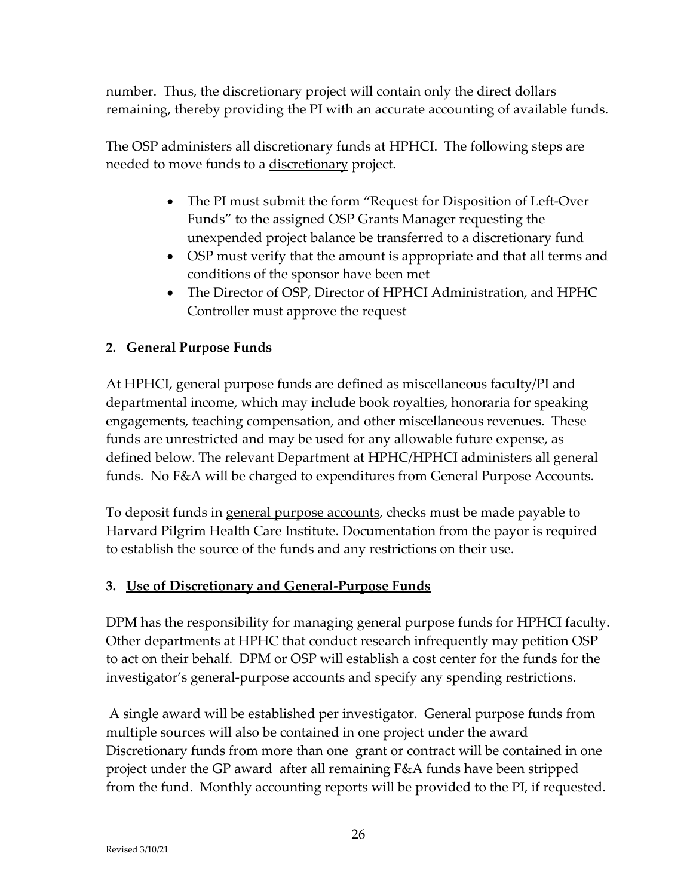number. Thus, the discretionary project will contain only the direct dollars remaining, thereby providing the PI with an accurate accounting of available funds.

The OSP administers all discretionary funds at HPHCI. The following steps are needed to move funds to a discretionary project.

- The PI must submit the form "Request for Disposition of Left-Over Funds" to the assigned OSP Grants Manager requesting the unexpended project balance be transferred to a discretionary fund
- OSP must verify that the amount is appropriate and that all terms and conditions of the sponsor have been met
- The Director of OSP, Director of HPHCI Administration, and HPHC Controller must approve the request

### 2. General Purpose Funds

At HPHCI, general purpose funds are defined as miscellaneous faculty/PI and departmental income, which may include book royalties, honoraria for speaking engagements, teaching compensation, and other miscellaneous revenues. These funds are unrestricted and may be used for any allowable future expense, as defined below. The relevant Department at HPHC/HPHCI administers all general funds. No F&A will be charged to expenditures from General Purpose Accounts.

To deposit funds in general purpose accounts, checks must be made payable to Harvard Pilgrim Health Care Institute. Documentation from the payor is required to establish the source of the funds and any restrictions on their use.

### 3. Use of Discretionary and General-Purpose Funds

DPM has the responsibility for managing general purpose funds for HPHCI faculty. Other departments at HPHC that conduct research infrequently may petition OSP to act on their behalf. DPM or OSP will establish a cost center for the funds for the investigator's general-purpose accounts and specify any spending restrictions.

A single award will be established per investigator. General purpose funds from multiple sources will also be contained in one project under the award Discretionary funds from more than one grant or contract will be contained in one project under the GP award after all remaining F&A funds have been stripped from the fund. Monthly accounting reports will be provided to the PI, if requested.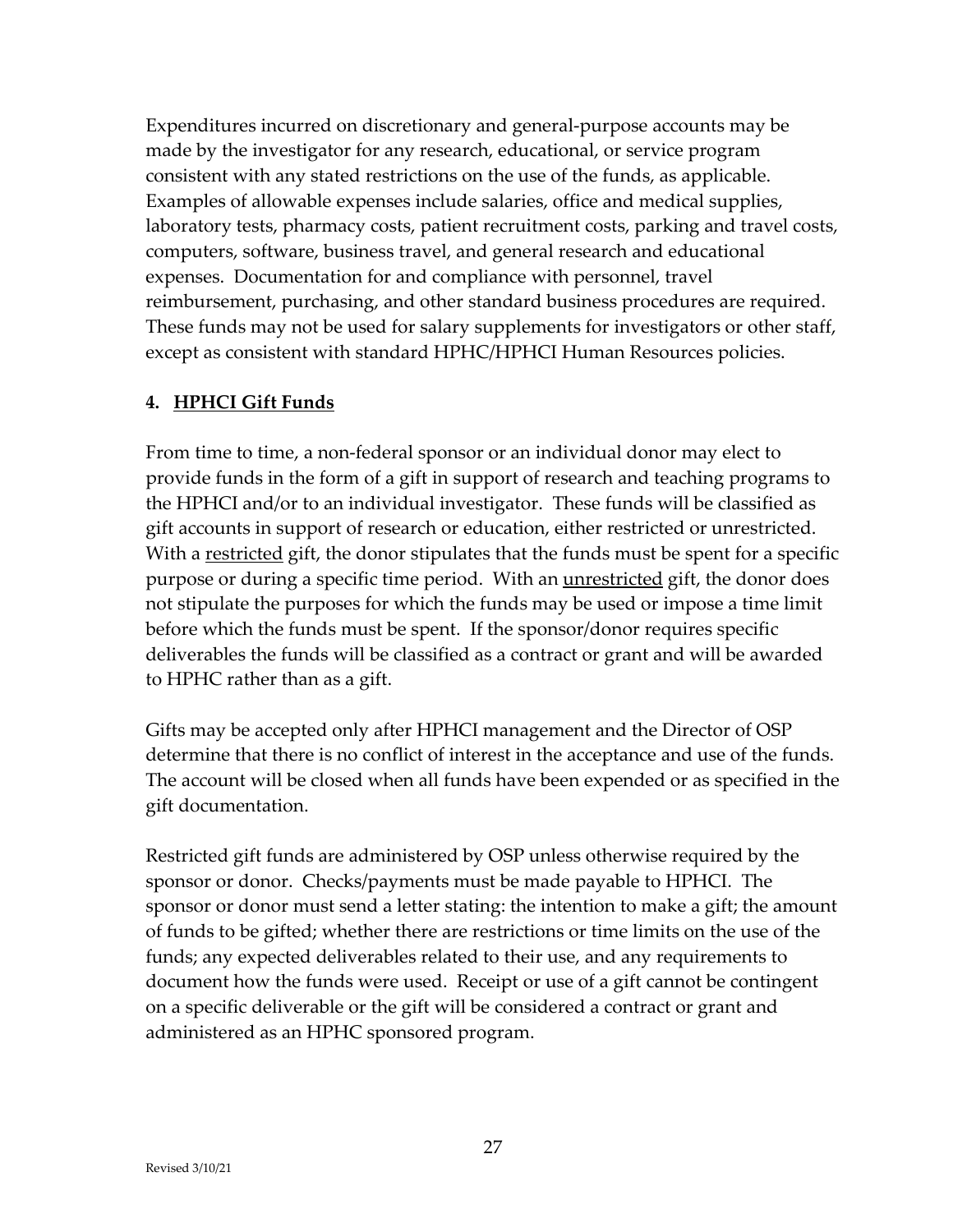Expenditures incurred on discretionary and general-purpose accounts may be made by the investigator for any research, educational, or service program consistent with any stated restrictions on the use of the funds, as applicable. Examples of allowable expenses include salaries, office and medical supplies, laboratory tests, pharmacy costs, patient recruitment costs, parking and travel costs, computers, software, business travel, and general research and educational expenses. Documentation for and compliance with personnel, travel reimbursement, purchasing, and other standard business procedures are required. These funds may not be used for salary supplements for investigators or other staff, except as consistent with standard HPHC/HPHCI Human Resources policies.

### 4. HPHCI Gift Funds

From time to time, a non-federal sponsor or an individual donor may elect to provide funds in the form of a gift in support of research and teaching programs to the HPHCI and/or to an individual investigator. These funds will be classified as gift accounts in support of research or education, either restricted or unrestricted. With a restricted gift, the donor stipulates that the funds must be spent for a specific purpose or during a specific time period. With an unrestricted gift, the donor does not stipulate the purposes for which the funds may be used or impose a time limit before which the funds must be spent. If the sponsor/donor requires specific deliverables the funds will be classified as a contract or grant and will be awarded to HPHC rather than as a gift.

Gifts may be accepted only after HPHCI management and the Director of OSP determine that there is no conflict of interest in the acceptance and use of the funds. The account will be closed when all funds have been expended or as specified in the gift documentation.

Restricted gift funds are administered by OSP unless otherwise required by the sponsor or donor. Checks/payments must be made payable to HPHCI. The sponsor or donor must send a letter stating: the intention to make a gift; the amount of funds to be gifted; whether there are restrictions or time limits on the use of the funds; any expected deliverables related to their use, and any requirements to document how the funds were used. Receipt or use of a gift cannot be contingent on a specific deliverable or the gift will be considered a contract or grant and administered as an HPHC sponsored program.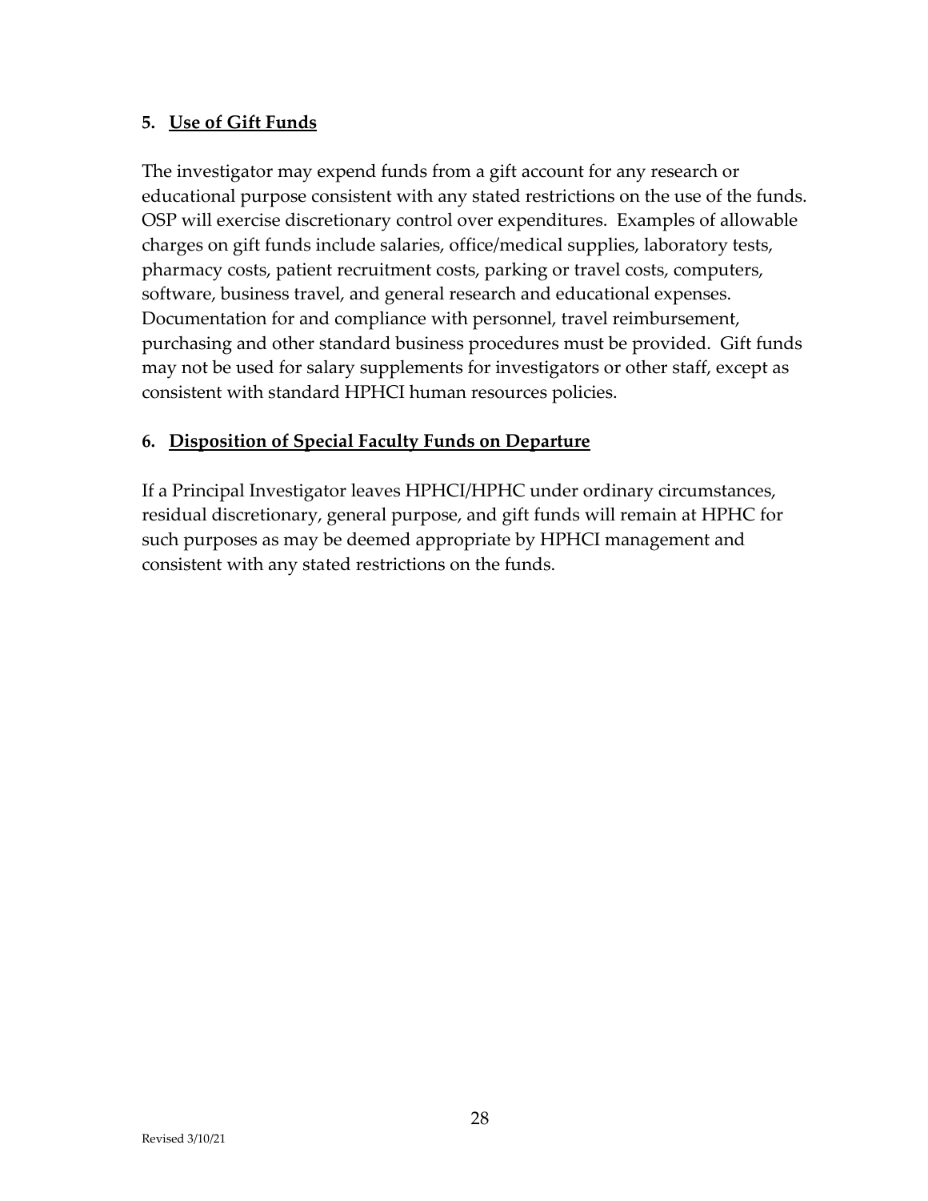## 5. Use of Gift Funds

The investigator may expend funds from a gift account for any research or educational purpose consistent with any stated restrictions on the use of the funds. OSP will exercise discretionary control over expenditures. Examples of allowable charges on gift funds include salaries, office/medical supplies, laboratory tests, pharmacy costs, patient recruitment costs, parking or travel costs, computers, software, business travel, and general research and educational expenses. Documentation for and compliance with personnel, travel reimbursement, purchasing and other standard business procedures must be provided. Gift funds may not be used for salary supplements for investigators or other staff, except as consistent with standard HPHCI human resources policies.

## 6. Disposition of Special Faculty Funds on Departure

If a Principal Investigator leaves HPHCI/HPHC under ordinary circumstances, residual discretionary, general purpose, and gift funds will remain at HPHC for such purposes as may be deemed appropriate by HPHCI management and consistent with any stated restrictions on the funds.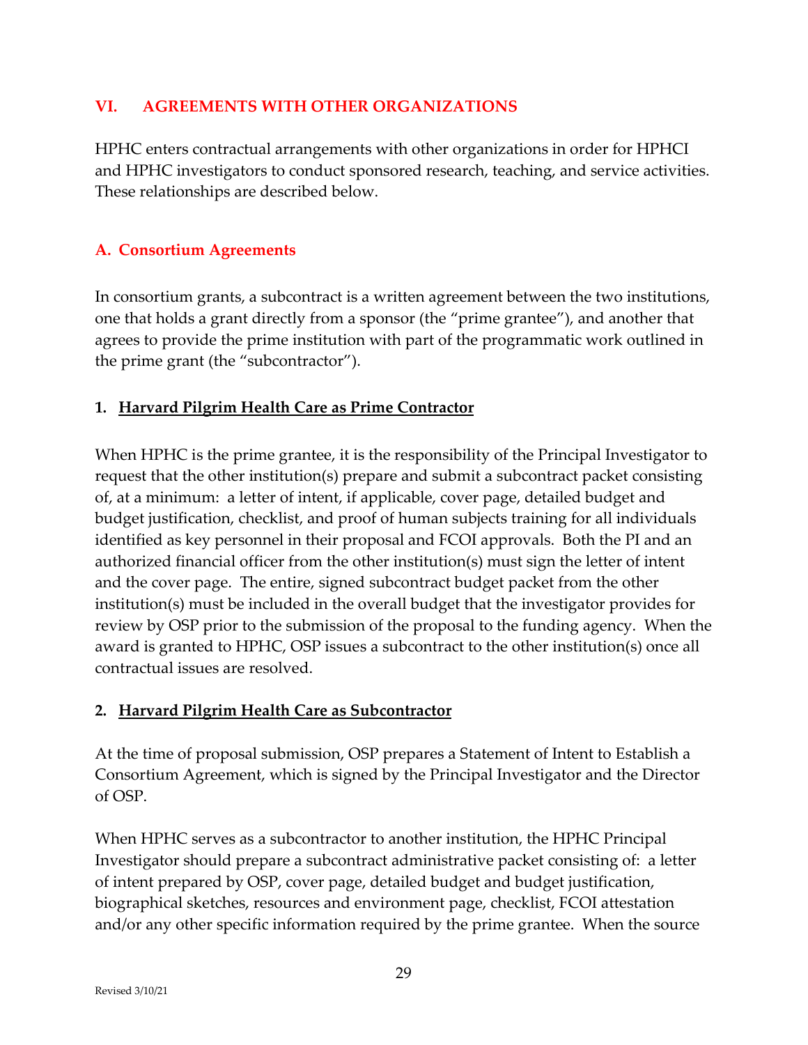## VI. AGREEMENTS WITH OTHER ORGANIZATIONS

HPHC enters contractual arrangements with other organizations in order for HPHCI and HPHC investigators to conduct sponsored research, teaching, and service activities. These relationships are described below.

### A. Consortium Agreements

In consortium grants, a subcontract is a written agreement between the two institutions, one that holds a grant directly from a sponsor (the "prime grantee"), and another that agrees to provide the prime institution with part of the programmatic work outlined in the prime grant (the "subcontractor").

#### 1. Harvard Pilgrim Health Care as Prime Contractor

When HPHC is the prime grantee, it is the responsibility of the Principal Investigator to request that the other institution(s) prepare and submit a subcontract packet consisting of, at a minimum: a letter of intent, if applicable, cover page, detailed budget and budget justification, checklist, and proof of human subjects training for all individuals identified as key personnel in their proposal and FCOI approvals. Both the PI and an authorized financial officer from the other institution(s) must sign the letter of intent and the cover page. The entire, signed subcontract budget packet from the other institution(s) must be included in the overall budget that the investigator provides for review by OSP prior to the submission of the proposal to the funding agency. When the award is granted to HPHC, OSP issues a subcontract to the other institution(s) once all contractual issues are resolved.

#### 2. Harvard Pilgrim Health Care as Subcontractor

At the time of proposal submission, OSP prepares a Statement of Intent to Establish a Consortium Agreement, which is signed by the Principal Investigator and the Director of OSP.

When HPHC serves as a subcontractor to another institution, the HPHC Principal Investigator should prepare a subcontract administrative packet consisting of: a letter of intent prepared by OSP, cover page, detailed budget and budget justification, biographical sketches, resources and environment page, checklist, FCOI attestation and/or any other specific information required by the prime grantee. When the source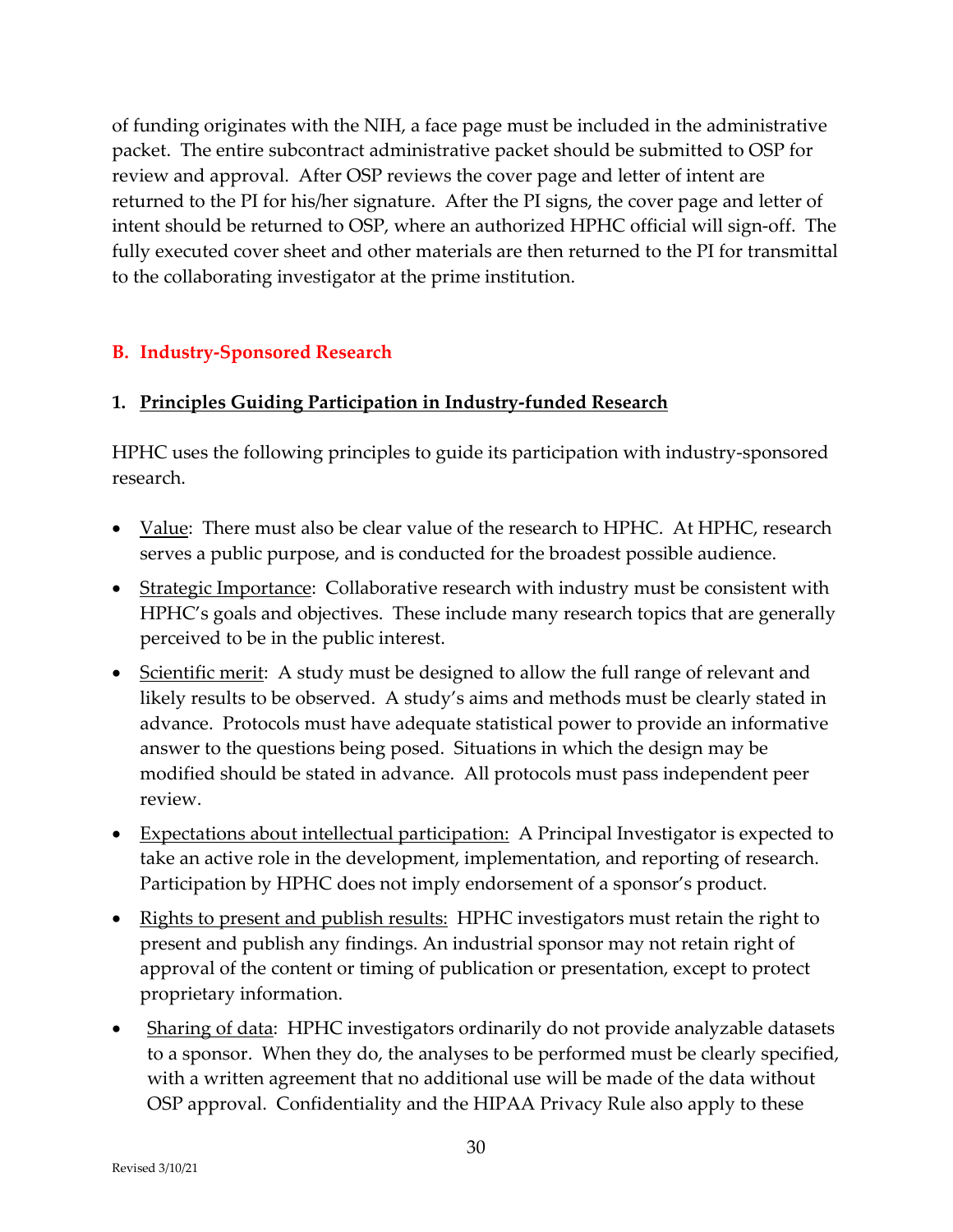of funding originates with the NIH, a face page must be included in the administrative packet. The entire subcontract administrative packet should be submitted to OSP for review and approval. After OSP reviews the cover page and letter of intent are returned to the PI for his/her signature. After the PI signs, the cover page and letter of intent should be returned to OSP, where an authorized HPHC official will sign-off. The fully executed cover sheet and other materials are then returned to the PI for transmittal to the collaborating investigator at the prime institution.

## B. Industry-Sponsored Research

### 1. Principles Guiding Participation in Industry-funded Research

HPHC uses the following principles to guide its participation with industry-sponsored research.

- Value: There must also be clear value of the research to HPHC. At HPHC, research serves a public purpose, and is conducted for the broadest possible audience.
- Strategic Importance: Collaborative research with industry must be consistent with HPHC's goals and objectives. These include many research topics that are generally perceived to be in the public interest.
- Scientific merit: A study must be designed to allow the full range of relevant and likely results to be observed. A study's aims and methods must be clearly stated in advance. Protocols must have adequate statistical power to provide an informative answer to the questions being posed. Situations in which the design may be modified should be stated in advance. All protocols must pass independent peer review.
- Expectations about intellectual participation: A Principal Investigator is expected to take an active role in the development, implementation, and reporting of research. Participation by HPHC does not imply endorsement of a sponsor's product.
- Rights to present and publish results: HPHC investigators must retain the right to present and publish any findings. An industrial sponsor may not retain right of approval of the content or timing of publication or presentation, except to protect proprietary information.
- Sharing of data: HPHC investigators ordinarily do not provide analyzable datasets to a sponsor. When they do, the analyses to be performed must be clearly specified, with a written agreement that no additional use will be made of the data without OSP approval. Confidentiality and the HIPAA Privacy Rule also apply to these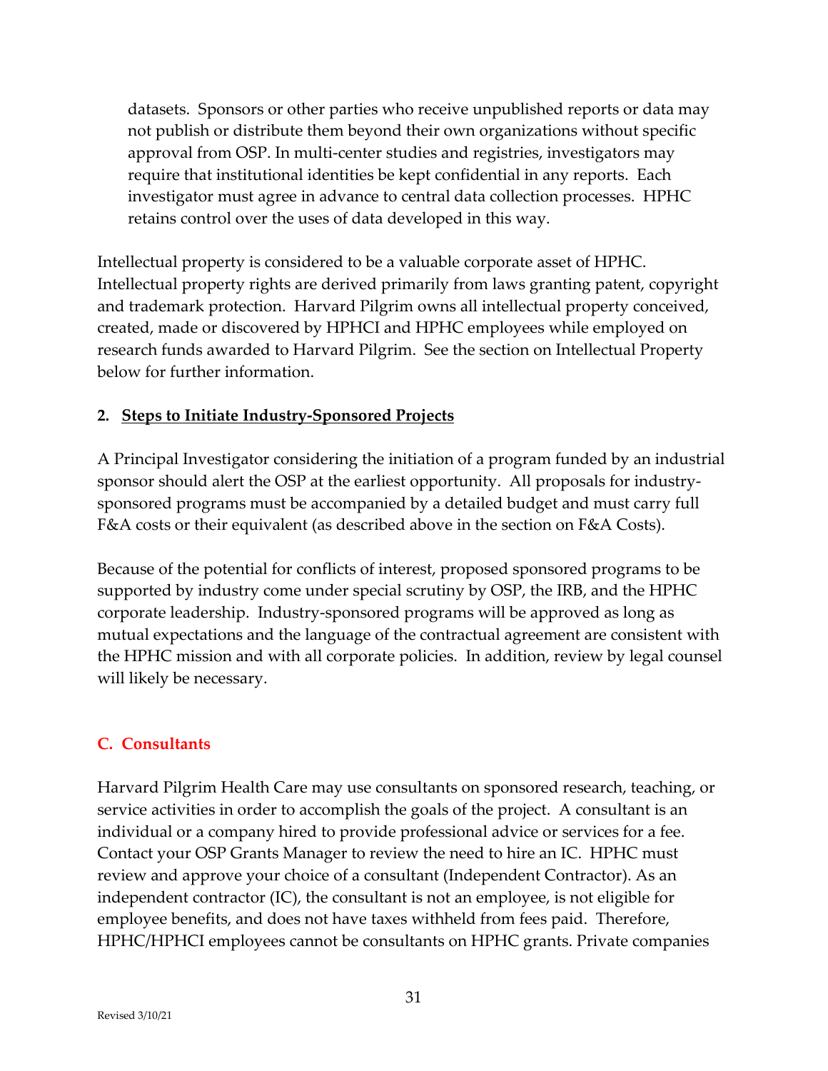datasets. Sponsors or other parties who receive unpublished reports or data may not publish or distribute them beyond their own organizations without specific approval from OSP. In multi-center studies and registries, investigators may require that institutional identities be kept confidential in any reports. Each investigator must agree in advance to central data collection processes. HPHC retains control over the uses of data developed in this way.

Intellectual property is considered to be a valuable corporate asset of HPHC. Intellectual property rights are derived primarily from laws granting patent, copyright and trademark protection. Harvard Pilgrim owns all intellectual property conceived, created, made or discovered by HPHCI and HPHC employees while employed on research funds awarded to Harvard Pilgrim. See the section on Intellectual Property below for further information.

#### 2. Steps to Initiate Industry-Sponsored Projects

A Principal Investigator considering the initiation of a program funded by an industrial sponsor should alert the OSP at the earliest opportunity. All proposals for industry-sponsored programs must be accompanied by a detailed budget and must carry full F&A costs or their equivalent (as described above in the section on F&A Costs).

Because of the potential for conflicts of interest, proposed sponsored programs to be supported by industry come under special scrutiny by OSP, the IRB, and the HPHC corporate leadership. Industry-sponsored programs will be approved as long as mutual expectations and the language of the contractual agreement are consistent with the HPHC mission and with all corporate policies. In addition, review by legal counsel will likely be necessary.

### C. Consultants

Harvard Pilgrim Health Care may use consultants on sponsored research, teaching, or service activities in order to accomplish the goals of the project. A consultant is an individual or a company hired to provide professional advice or services for a fee. Contact your OSP Grants Manager to review the need to hire an IC. HPHC must review and approve your choice of a consultant (Independent Contractor). As an independent contractor (IC), the consultant is not an employee, is not eligible for employee benefits, and does not have taxes withheld from fees paid. Therefore, HPHC/HPHCI employees cannot be consultants on HPHC grants. Private companies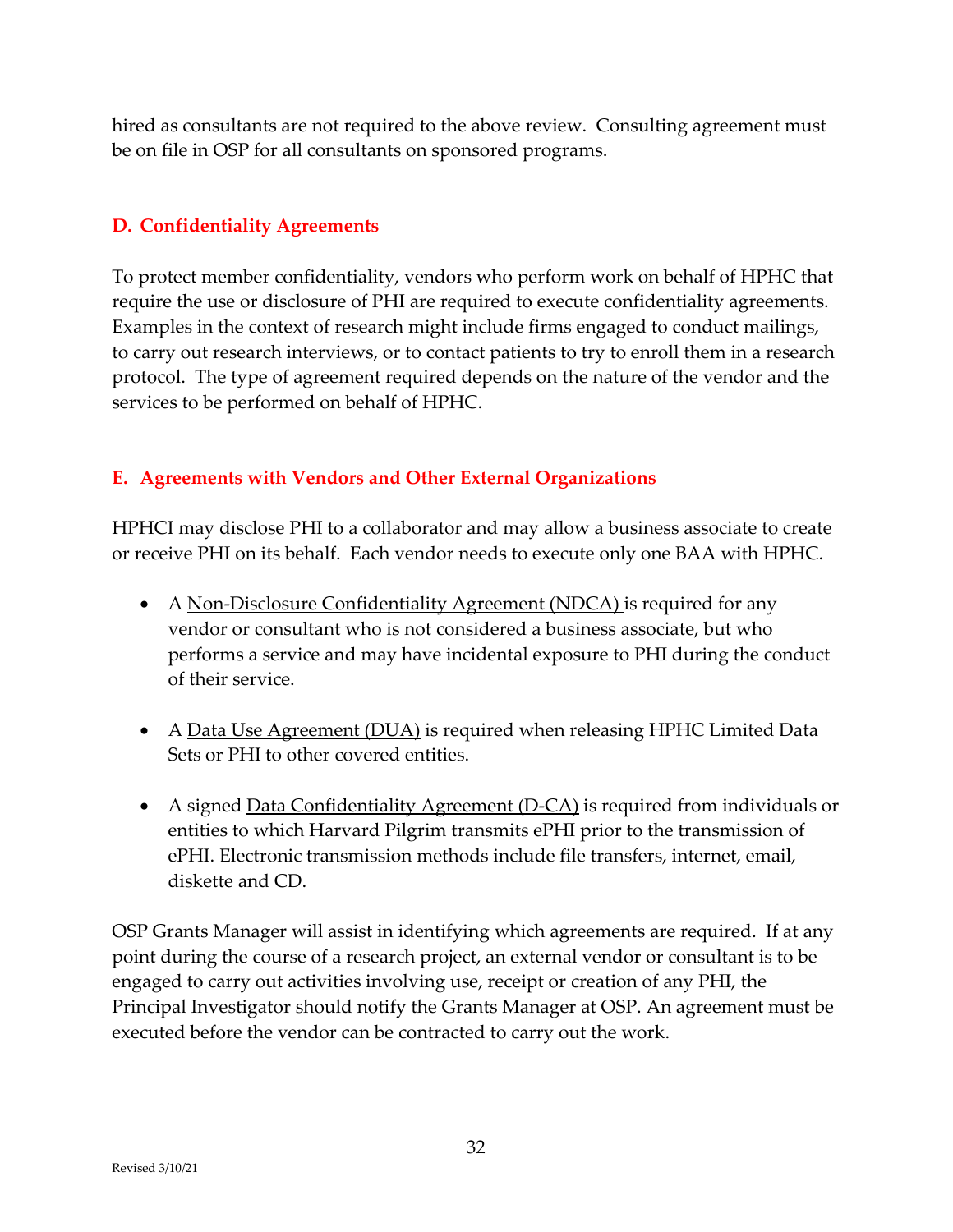hired as consultants are not required to the above review. Consulting agreement must be on file in OSP for all consultants on sponsored programs.

### D. Confidentiality Agreements

To protect member confidentiality, vendors who perform work on behalf of HPHC that require the use or disclosure of PHI are required to execute confidentiality agreements. Examples in the context of research might include firms engaged to conduct mailings, to carry out research interviews, or to contact patients to try to enroll them in a research protocol. The type of agreement required depends on the nature of the vendor and the services to be performed on behalf of HPHC.

### E. Agreements with Vendors and Other External Organizations

HPHCI may disclose PHI to a collaborator and may allow a business associate to create or receive PHI on its behalf. Each vendor needs to execute only one BAA with HPHC.

- A Non-Disclosure Confidentiality Agreement (NDCA) is required for any vendor or consultant who is not considered a business associate, but who performs a service and may have incidental exposure to PHI during the conduct of their service.
- A Data Use Agreement (DUA) is required when releasing HPHC Limited Data Sets or PHI to other covered entities.
- A signed Data Confidentiality Agreement (D-CA) is required from individuals or entities to which Harvard Pilgrim transmits ePHI prior to the transmission of ePHI. Electronic transmission methods include file transfers, internet, email, diskette and CD.

OSP Grants Manager will assist in identifying which agreements are required. If at any point during the course of a research project, an external vendor or consultant is to be engaged to carry out activities involving use, receipt or creation of any PHI, the Principal Investigator should notify the Grants Manager at OSP. An agreement must be executed before the vendor can be contracted to carry out the work.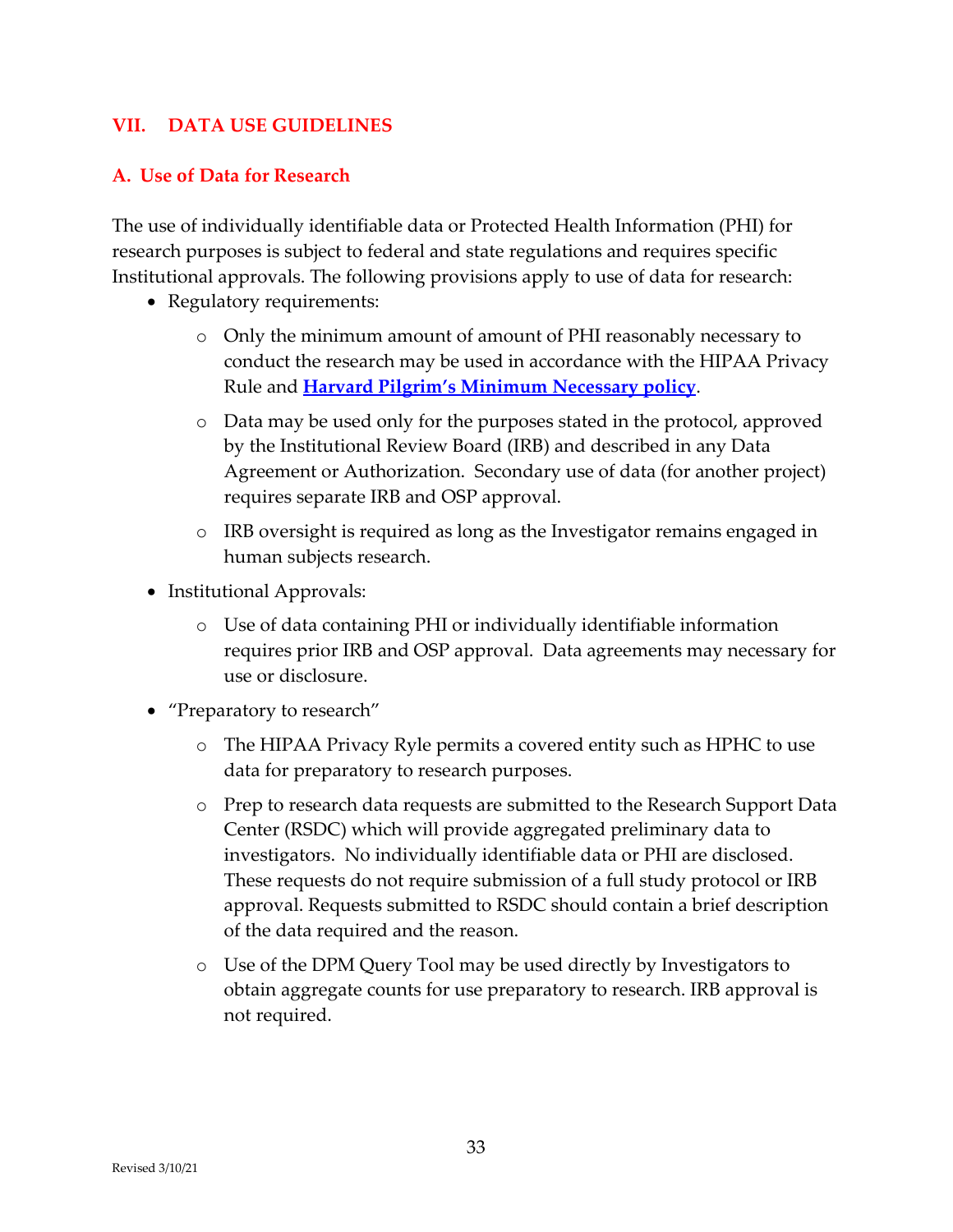## VII. DATA USE GUIDELINES

### A. Use of Data for Research

The use of individually identifiable data or Protected Health Information (PHI) for research purposes is subject to federal and state regulations and requires specific Institutional approvals. The following provisions apply to use of data for research:

- Regulatory requirements:
  - Only the minimum amount of amount of PHI reasonably necessary to conduct the research may be used in accordance with the HIPAA Privacy Rule and **Harvard Pilgrim's Minimum Necessary policy**.
  - Data may be used only for the purposes stated in the protocol, approved by the Institutional Review Board (IRB) and described in any Data Agreement or Authorization. Secondary use of data (for another project) requires separate IRB and OSP approval.
  - IRB oversight is required as long as the Investigator remains engaged in human subjects research.
- Institutional Approvals:
  - Use of data containing PHI or individually identifiable information requires prior IRB and OSP approval. Data agreements may necessary for use or disclosure.
- "Preparatory to research"
  - The HIPAA Privacy Ryle permits a covered entity such as HPHC to use data for preparatory to research purposes.
  - Prep to research data requests are submitted to the Research Support Data Center (RSDC) which will provide aggregated preliminary data to investigators. No individually identifiable data or PHI are disclosed. These requests do not require submission of a full study protocol or IRB approval. Requests submitted to RSDC should contain a brief description of the data required and the reason.
  - Use of the DPM Query Tool may be used directly by Investigators to obtain aggregate counts for use preparatory to research. IRB approval is not required.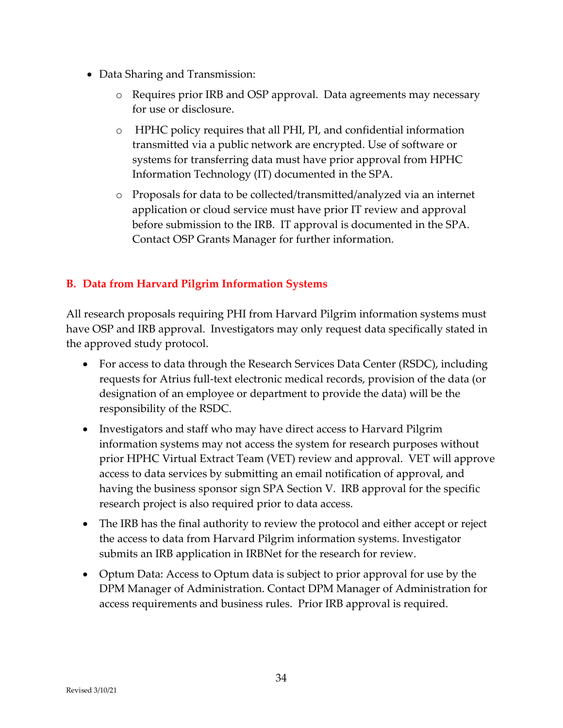- Data Sharing and Transmission:
  - Requires prior IRB and OSP approval. Data agreements may necessary for use or disclosure.
  - HPHC policy requires that all PHI, PI, and confidential information transmitted via a public network are encrypted. Use of software or systems for transferring data must have prior approval from HPHC Information Technology (IT) documented in the SPA.
  - Proposals for data to be collected/transmitted/analyzed via an internet application or cloud service must have prior IT review and approval before submission to the IRB. IT approval is documented in the SPA. Contact OSP Grants Manager for further information.

## B. Data from Harvard Pilgrim Information Systems

All research proposals requiring PHI from Harvard Pilgrim information systems must have OSP and IRB approval. Investigators may only request data specifically stated in the approved study protocol.

- For access to data through the Research Services Data Center (RSDC), including requests for Atrius full-text electronic medical records, provision of the data (or designation of an employee or department to provide the data) will be the responsibility of the RSDC.
- Investigators and staff who may have direct access to Harvard Pilgrim information systems may not access the system for research purposes without prior HPHC Virtual Extract Team (VET) review and approval. VET will approve access to data services by submitting an email notification of approval, and having the business sponsor sign SPA Section V. IRB approval for the specific research project is also required prior to data access.
- The IRB has the final authority to review the protocol and either accept or reject the access to data from Harvard Pilgrim information systems. Investigator submits an IRB application in IRBNet for the research for review.
- Optum Data: Access to Optum data is subject to prior approval for use by the DPM Manager of Administration. Contact DPM Manager of Administration for access requirements and business rules. Prior IRB approval is required.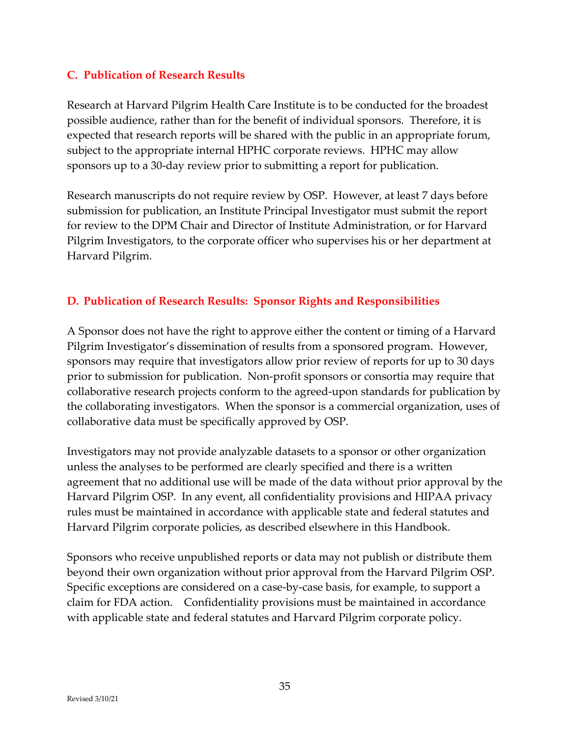## C. Publication of Research Results

Research at Harvard Pilgrim Health Care Institute is to be conducted for the broadest possible audience, rather than for the benefit of individual sponsors. Therefore, it is expected that research reports will be shared with the public in an appropriate forum, subject to the appropriate internal HPHC corporate reviews. HPHC may allow sponsors up to a 30-day review prior to submitting a report for publication.

Research manuscripts do not require review by OSP. However, at least 7 days before submission for publication, an Institute Principal Investigator must submit the report for review to the DPM Chair and Director of Institute Administration, or for Harvard Pilgrim Investigators, to the corporate officer who supervises his or her department at Harvard Pilgrim.

## D. Publication of Research Results: Sponsor Rights and Responsibilities

A Sponsor does not have the right to approve either the content or timing of a Harvard Pilgrim Investigator's dissemination of results from a sponsored program. However, sponsors may require that investigators allow prior review of reports for up to 30 days prior to submission for publication. Non-profit sponsors or consortia may require that collaborative research projects conform to the agreed-upon standards for publication by the collaborating investigators. When the sponsor is a commercial organization, uses of collaborative data must be specifically approved by OSP.

Investigators may not provide analyzable datasets to a sponsor or other organization unless the analyses to be performed are clearly specified and there is a written agreement that no additional use will be made of the data without prior approval by the Harvard Pilgrim OSP. In any event, all confidentiality provisions and HIPAA privacy rules must be maintained in accordance with applicable state and federal statutes and Harvard Pilgrim corporate policies, as described elsewhere in this Handbook.

Sponsors who receive unpublished reports or data may not publish or distribute them beyond their own organization without prior approval from the Harvard Pilgrim OSP. Specific exceptions are considered on a case-by-case basis, for example, to support a claim for FDA action. Confidentiality provisions must be maintained in accordance with applicable state and federal statutes and Harvard Pilgrim corporate policy.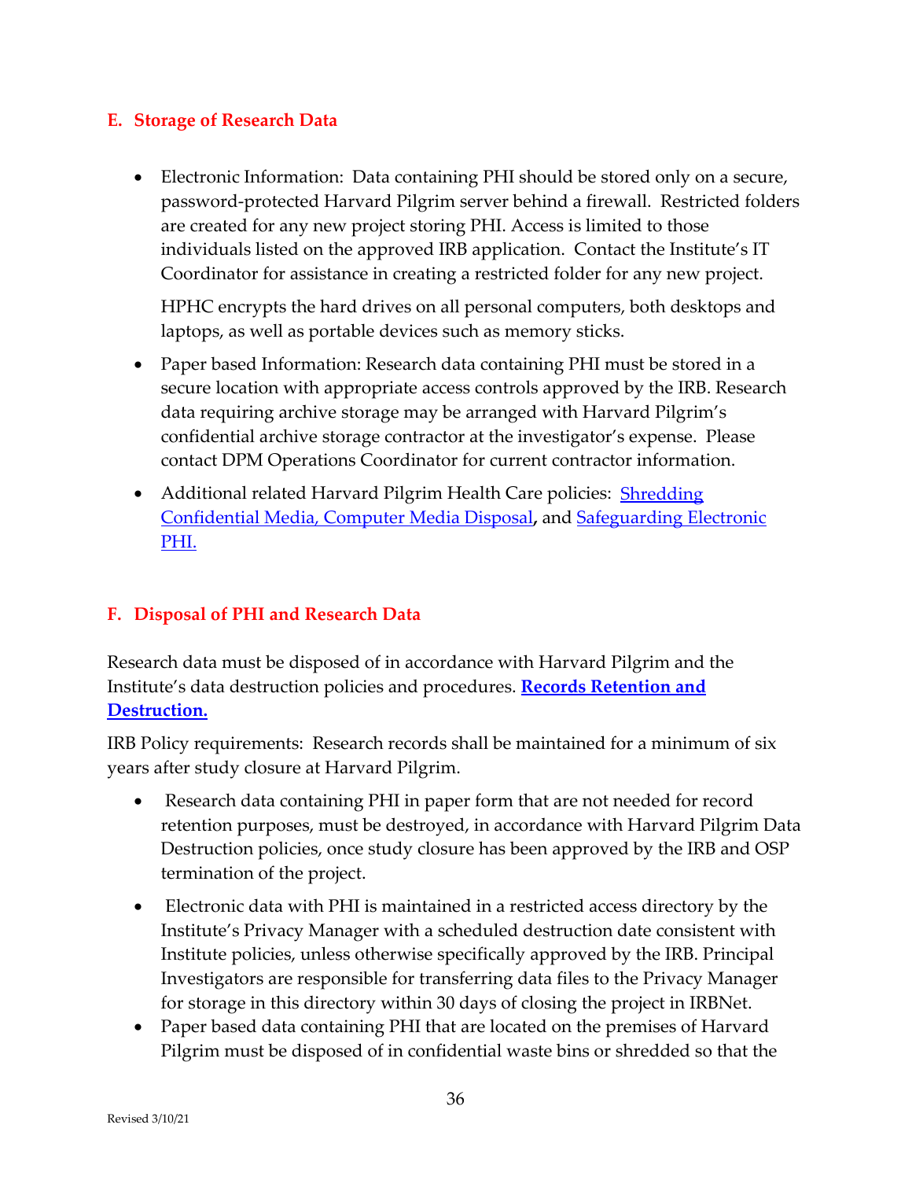## E. Storage of Research Data

- Electronic Information: Data containing PHI should be stored only on a secure, password-protected Harvard Pilgrim server behind a firewall. Restricted folders are created for any new project storing PHI. Access is limited to those individuals listed on the approved IRB application. Contact the Institute's IT Coordinator for assistance in creating a restricted folder for any new project.

  HPHC encrypts the hard drives on all personal computers, both desktops and laptops, as well as portable devices such as memory sticks.

- Paper based Information: Research data containing PHI must be stored in a secure location with appropriate access controls approved by the IRB. Research data requiring archive storage may be arranged with Harvard Pilgrim's confidential archive storage contractor at the investigator's expense. Please contact DPM Operations Coordinator for current contractor information.
- Additional related Harvard Pilgrim Health Care policies: Shredding Confidential Media, Computer Media Disposal, and Safeguarding Electronic PHI.

## F. Disposal of PHI and Research Data

Research data must be disposed of in accordance with Harvard Pilgrim and the Institute's data destruction policies and procedures. **Records Retention and Destruction.**

IRB Policy requirements: Research records shall be maintained for a minimum of six years after study closure at Harvard Pilgrim.

- Research data containing PHI in paper form that are not needed for record retention purposes, must be destroyed, in accordance with Harvard Pilgrim Data Destruction policies, once study closure has been approved by the IRB and OSP termination of the project.
- Electronic data with PHI is maintained in a restricted access directory by the Institute's Privacy Manager with a scheduled destruction date consistent with Institute policies, unless otherwise specifically approved by the IRB. Principal Investigators are responsible for transferring data files to the Privacy Manager for storage in this directory within 30 days of closing the project in IRBNet.
- Paper based data containing PHI that are located on the premises of Harvard Pilgrim must be disposed of in confidential waste bins or shredded so that the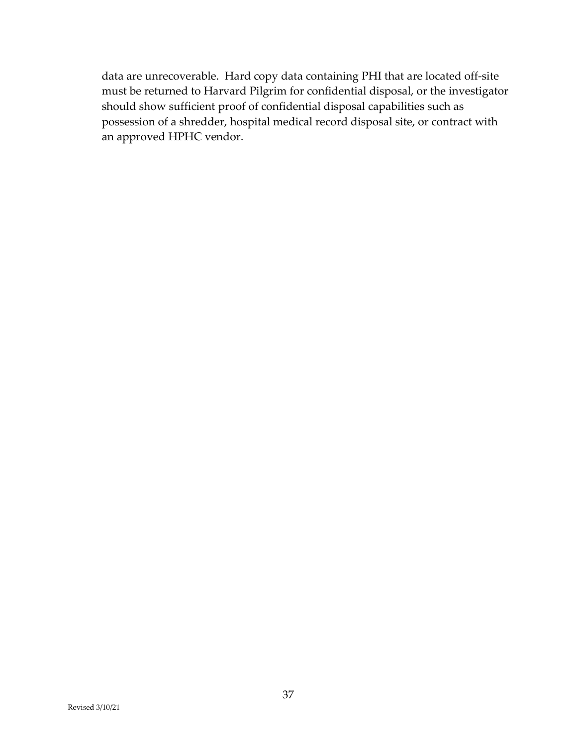data are unrecoverable. Hard copy data containing PHI that are located off-site must be returned to Harvard Pilgrim for confidential disposal, or the investigator should show sufficient proof of confidential disposal capabilities such as possession of a shredder, hospital medical record disposal site, or contract with an approved HPHC vendor.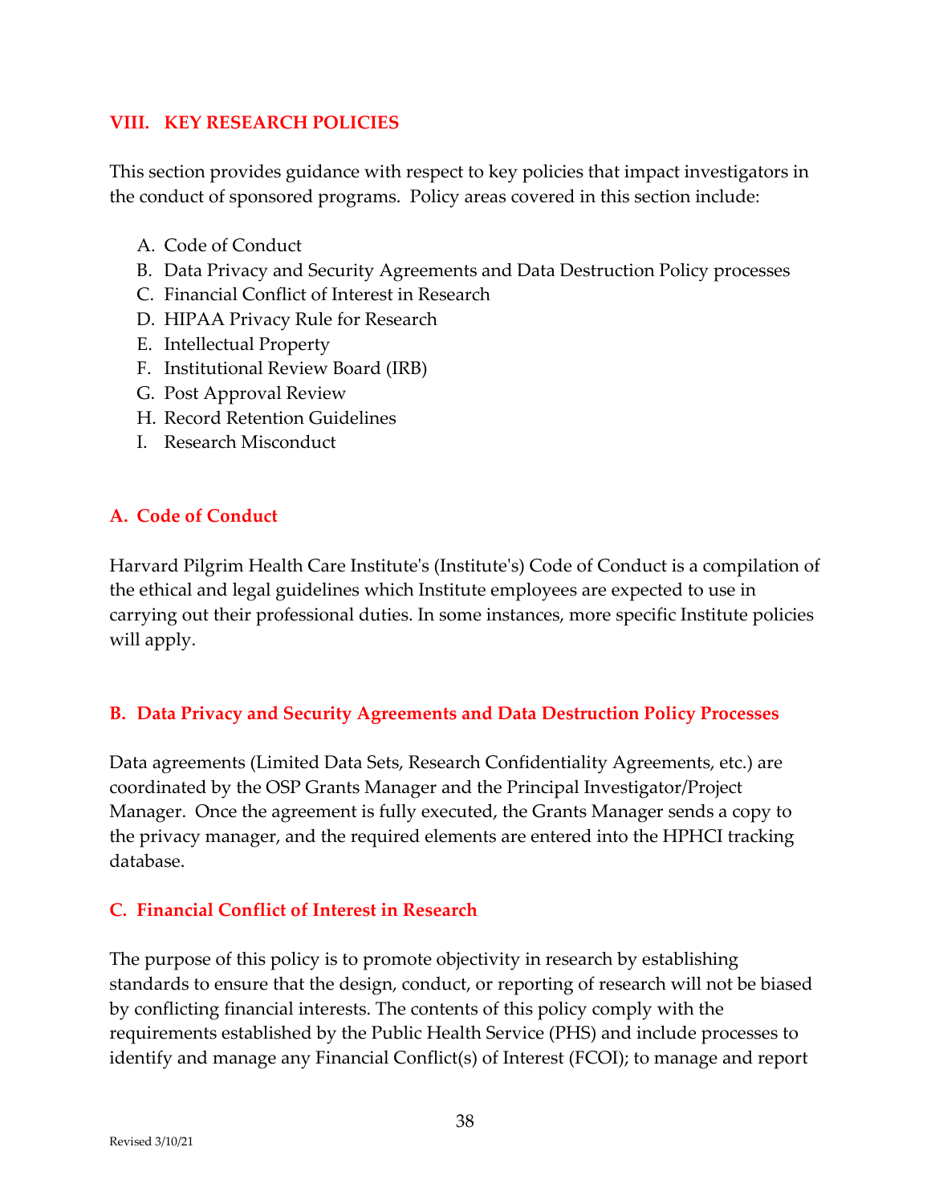## VIII. KEY RESEARCH POLICIES

This section provides guidance with respect to key policies that impact investigators in the conduct of sponsored programs. Policy areas covered in this section include:

A. Code of Conduct
B. Data Privacy and Security Agreements and Data Destruction Policy processes
C. Financial Conflict of Interest in Research
D. HIPAA Privacy Rule for Research
E. Intellectual Property
F. Institutional Review Board (IRB)
G. Post Approval Review
H. Record Retention Guidelines
I. Research Misconduct

### A. Code of Conduct

Harvard Pilgrim Health Care Institute's (Institute's) Code of Conduct is a compilation of the ethical and legal guidelines which Institute employees are expected to use in carrying out their professional duties. In some instances, more specific Institute policies will apply.

### B. Data Privacy and Security Agreements and Data Destruction Policy Processes

Data agreements (Limited Data Sets, Research Confidentiality Agreements, etc.) are coordinated by the OSP Grants Manager and the Principal Investigator/Project Manager. Once the agreement is fully executed, the Grants Manager sends a copy to the privacy manager, and the required elements are entered into the HPHCI tracking database.

### C. Financial Conflict of Interest in Research

The purpose of this policy is to promote objectivity in research by establishing standards to ensure that the design, conduct, or reporting of research will not be biased by conflicting financial interests. The contents of this policy comply with the requirements established by the Public Health Service (PHS) and include processes to identify and manage any Financial Conflict(s) of Interest (FCOI); to manage and report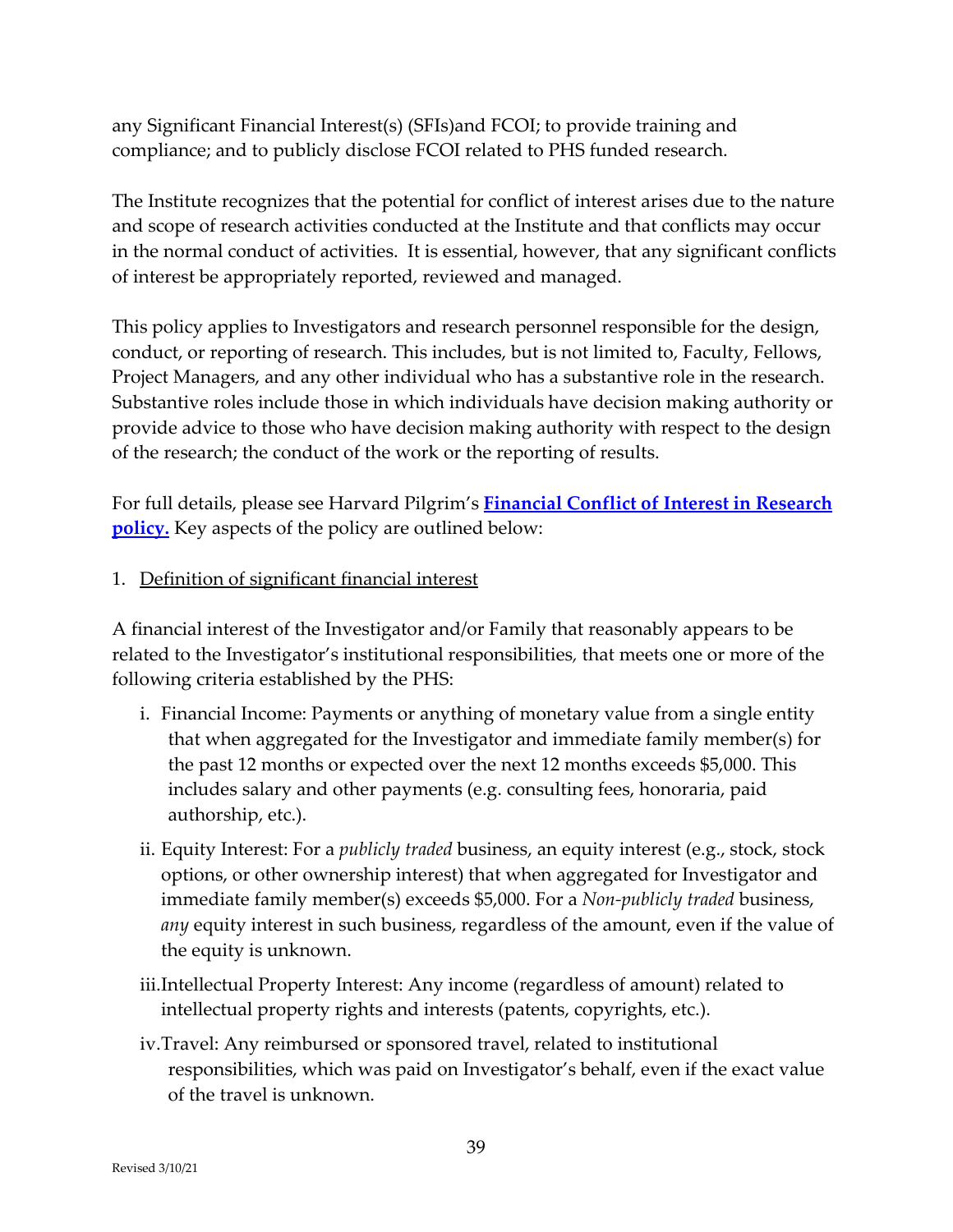any Significant Financial Interest(s) (SFIs)and FCOI; to provide training and compliance; and to publicly disclose FCOI related to PHS funded research.

The Institute recognizes that the potential for conflict of interest arises due to the nature and scope of research activities conducted at the Institute and that conflicts may occur in the normal conduct of activities. It is essential, however, that any significant conflicts of interest be appropriately reported, reviewed and managed.

This policy applies to Investigators and research personnel responsible for the design, conduct, or reporting of research. This includes, but is not limited to, Faculty, Fellows, Project Managers, and any other individual who has a substantive role in the research. Substantive roles include those in which individuals have decision making authority or provide advice to those who have decision making authority with respect to the design of the research; the conduct of the work or the reporting of results.

For full details, please see Harvard Pilgrim's **Financial Conflict of Interest in Research policy.** Key aspects of the policy are outlined below:

1. Definition of significant financial interest

A financial interest of the Investigator and/or Family that reasonably appears to be related to the Investigator's institutional responsibilities, that meets one or more of the following criteria established by the PHS:

i. Financial Income: Payments or anything of monetary value from a single entity that when aggregated for the Investigator and immediate family member(s) for the past 12 months or expected over the next 12 months exceeds $5,000. This includes salary and other payments (e.g. consulting fees, honoraria, paid authorship, etc.).

ii. Equity Interest: For a *publicly traded* business, an equity interest (e.g., stock, stock options, or other ownership interest) that when aggregated for Investigator and immediate family member(s) exceeds $5,000. For a *Non-publicly traded* business, *any* equity interest in such business, regardless of the amount, even if the value of the equity is unknown.

iii. Intellectual Property Interest: Any income (regardless of amount) related to intellectual property rights and interests (patents, copyrights, etc.).

iv. Travel: Any reimbursed or sponsored travel, related to institutional responsibilities, which was paid on Investigator's behalf, even if the exact value of the travel is unknown.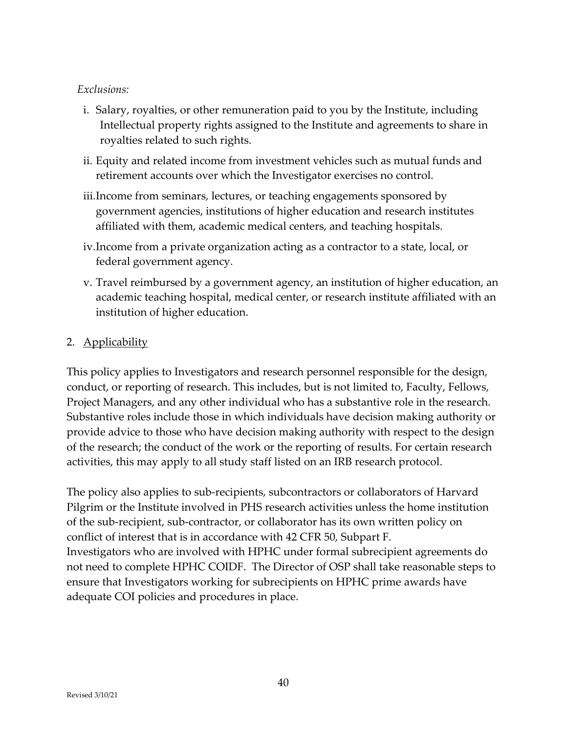*Exclusions:*

i. Salary, royalties, or other remuneration paid to you by the Institute, including Intellectual property rights assigned to the Institute and agreements to share in royalties related to such rights.

ii. Equity and related income from investment vehicles such as mutual funds and retirement accounts over which the Investigator exercises no control.

iii. Income from seminars, lectures, or teaching engagements sponsored by government agencies, institutions of higher education and research institutes affiliated with them, academic medical centers, and teaching hospitals.

iv. Income from a private organization acting as a contractor to a state, local, or federal government agency.

v. Travel reimbursed by a government agency, an institution of higher education, an academic teaching hospital, medical center, or research institute affiliated with an institution of higher education.

2. Applicability

This policy applies to Investigators and research personnel responsible for the design, conduct, or reporting of research. This includes, but is not limited to, Faculty, Fellows, Project Managers, and any other individual who has a substantive role in the research. Substantive roles include those in which individuals have decision making authority or provide advice to those who have decision making authority with respect to the design of the research; the conduct of the work or the reporting of results. For certain research activities, this may apply to all study staff listed on an IRB research protocol.

The policy also applies to sub-recipients, subcontractors or collaborators of Harvard Pilgrim or the Institute involved in PHS research activities unless the home institution of the sub-recipient, sub-contractor, or collaborator has its own written policy on conflict of interest that is in accordance with 42 CFR 50, Subpart F.
Investigators who are involved with HPHC under formal subrecipient agreements do not need to complete HPHC COIDF. The Director of OSP shall take reasonable steps to ensure that Investigators working for subrecipients on HPHC prime awards have adequate COI policies and procedures in place.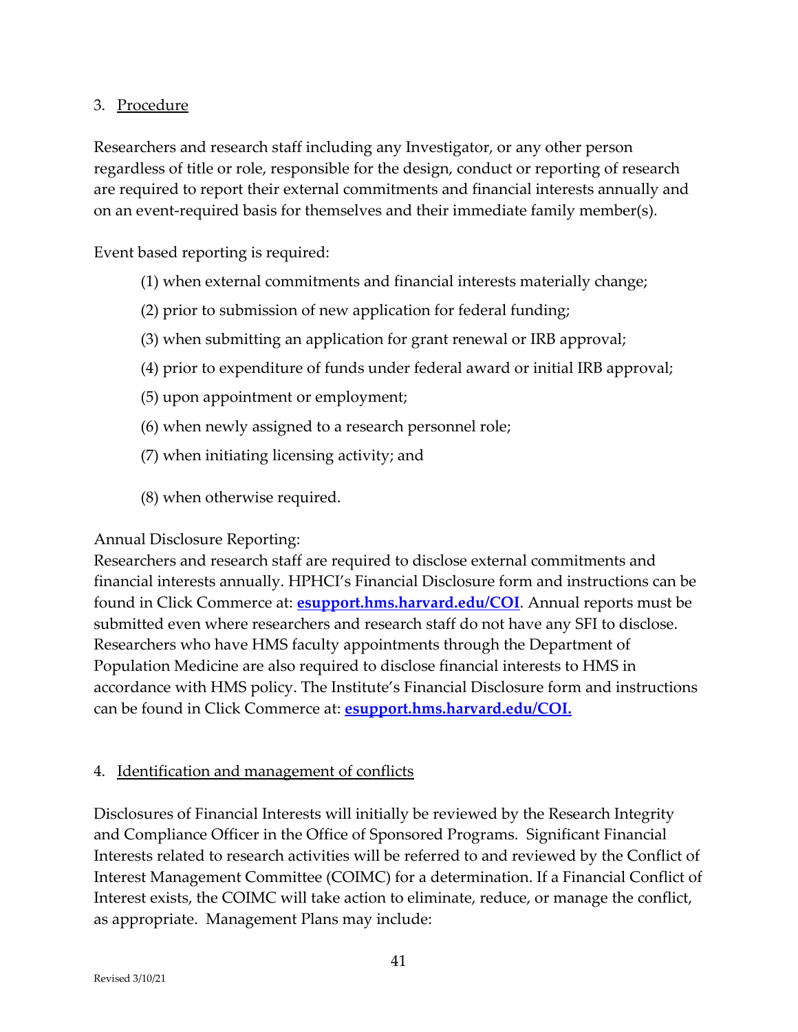3. Procedure

Researchers and research staff including any Investigator, or any other person regardless of title or role, responsible for the design, conduct or reporting of research are required to report their external commitments and financial interests annually and on an event-required basis for themselves and their immediate family member(s).

Event based reporting is required:

(1) when external commitments and financial interests materially change;

(2) prior to submission of new application for federal funding;

(3) when submitting an application for grant renewal or IRB approval;

(4) prior to expenditure of funds under federal award or initial IRB approval;

(5) upon appointment or employment;

(6) when newly assigned to a research personnel role;

(7) when initiating licensing activity; and

(8) when otherwise required.

Annual Disclosure Reporting:
Researchers and research staff are required to disclose external commitments and financial interests annually. HPHCI's Financial Disclosure form and instructions can be found in Click Commerce at: **esupport.hms.harvard.edu/COI**. Annual reports must be submitted even where researchers and research staff do not have any SFI to disclose. Researchers who have HMS faculty appointments through the Department of Population Medicine are also required to disclose financial interests to HMS in accordance with HMS policy. The Institute's Financial Disclosure form and instructions can be found in Click Commerce at: **esupport.hms.harvard.edu/COI.**

4. Identification and management of conflicts

Disclosures of Financial Interests will initially be reviewed by the Research Integrity and Compliance Officer in the Office of Sponsored Programs. Significant Financial Interests related to research activities will be referred to and reviewed by the Conflict of Interest Management Committee (COIMC) for a determination. If a Financial Conflict of Interest exists, the COIMC will take action to eliminate, reduce, or manage the conflict, as appropriate. Management Plans may include: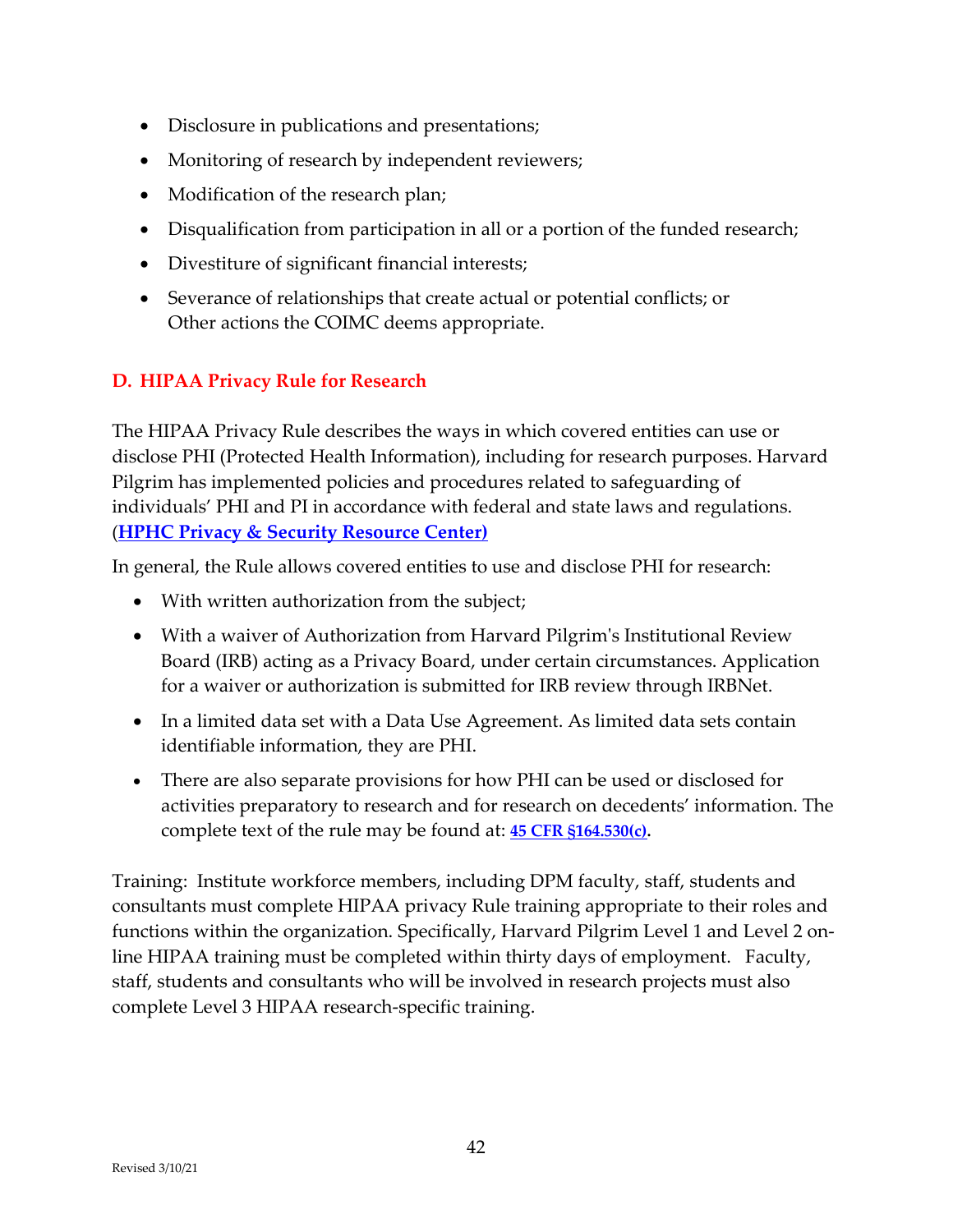- Disclosure in publications and presentations;
- Monitoring of research by independent reviewers;
- Modification of the research plan;
- Disqualification from participation in all or a portion of the funded research;
- Divestiture of significant financial interests;
- Severance of relationships that create actual or potential conflicts; or
  Other actions the COIMC deems appropriate.

## D. HIPAA Privacy Rule for Research

The HIPAA Privacy Rule describes the ways in which covered entities can use or disclose PHI (Protected Health Information), including for research purposes. Harvard Pilgrim has implemented policies and procedures related to safeguarding of individuals' PHI and PI in accordance with federal and state laws and regulations. (**HPHC Privacy & Security Resource Center)**

In general, the Rule allows covered entities to use and disclose PHI for research:

- With written authorization from the subject;
- With a waiver of Authorization from Harvard Pilgrim's Institutional Review Board (IRB) acting as a Privacy Board, under certain circumstances. Application for a waiver or authorization is submitted for IRB review through IRBNet.
- In a limited data set with a Data Use Agreement. As limited data sets contain identifiable information, they are PHI.
- There are also separate provisions for how PHI can be used or disclosed for activities preparatory to research and for research on decedents' information. The complete text of the rule may be found at: **45 CFR §164.530(c).**

Training: Institute workforce members, including DPM faculty, staff, students and consultants must complete HIPAA privacy Rule training appropriate to their roles and functions within the organization. Specifically, Harvard Pilgrim Level 1 and Level 2 on-line HIPAA training must be completed within thirty days of employment. Faculty, staff, students and consultants who will be involved in research projects must also complete Level 3 HIPAA research-specific training.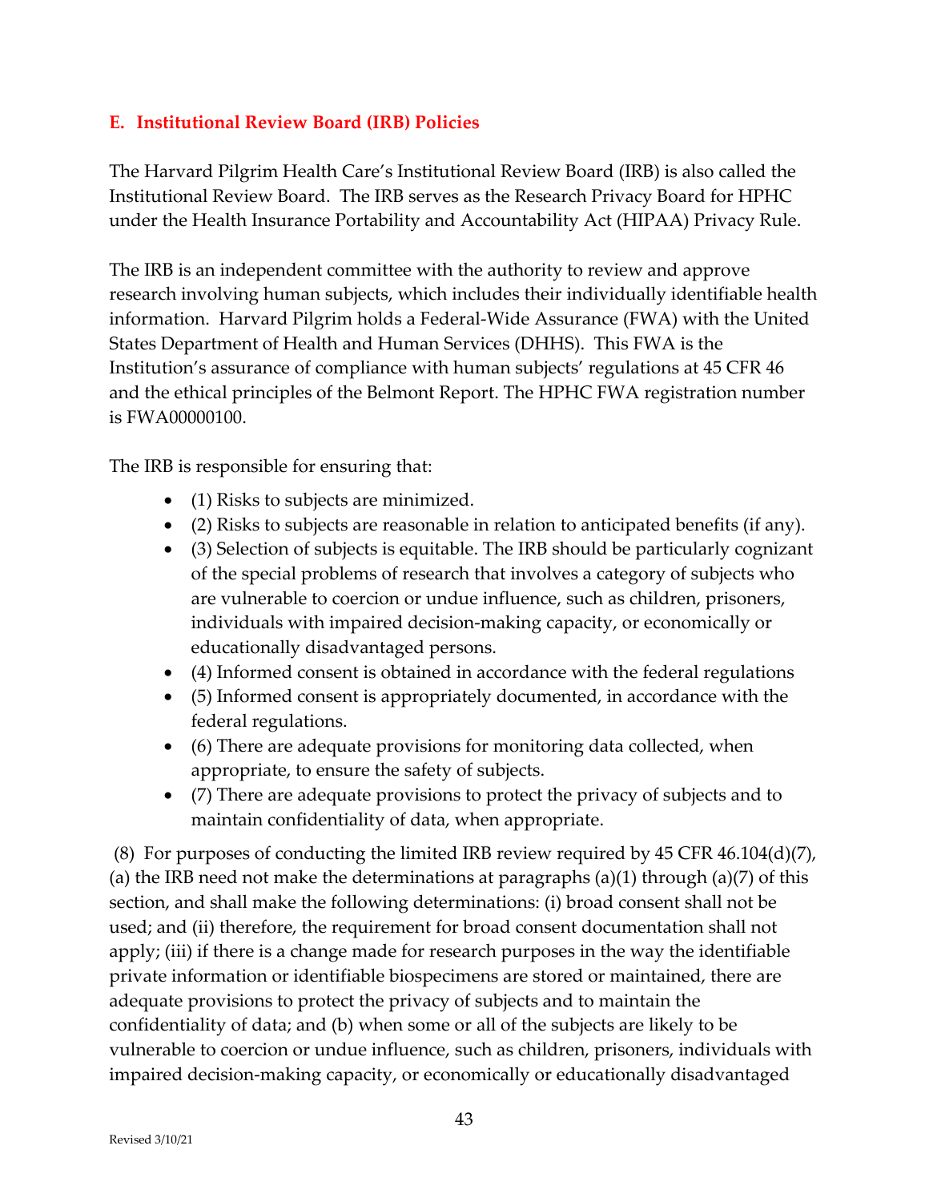## E. Institutional Review Board (IRB) Policies

The Harvard Pilgrim Health Care's Institutional Review Board (IRB) is also called the Institutional Review Board. The IRB serves as the Research Privacy Board for HPHC under the Health Insurance Portability and Accountability Act (HIPAA) Privacy Rule.

The IRB is an independent committee with the authority to review and approve research involving human subjects, which includes their individually identifiable health information. Harvard Pilgrim holds a Federal-Wide Assurance (FWA) with the United States Department of Health and Human Services (DHHS). This FWA is the Institution's assurance of compliance with human subjects' regulations at 45 CFR 46 and the ethical principles of the Belmont Report. The HPHC FWA registration number is FWA00000100.

The IRB is responsible for ensuring that:

- (1) Risks to subjects are minimized.
- (2) Risks to subjects are reasonable in relation to anticipated benefits (if any).
- (3) Selection of subjects is equitable. The IRB should be particularly cognizant of the special problems of research that involves a category of subjects who are vulnerable to coercion or undue influence, such as children, prisoners, individuals with impaired decision-making capacity, or economically or educationally disadvantaged persons.
- (4) Informed consent is obtained in accordance with the federal regulations
- (5) Informed consent is appropriately documented, in accordance with the federal regulations.
- (6) There are adequate provisions for monitoring data collected, when appropriate, to ensure the safety of subjects.
- (7) There are adequate provisions to protect the privacy of subjects and to maintain confidentiality of data, when appropriate.

(8) For purposes of conducting the limited IRB review required by 45 CFR 46.104(d)(7), (a) the IRB need not make the determinations at paragraphs (a)(1) through (a)(7) of this section, and shall make the following determinations: (i) broad consent shall not be used; and (ii) therefore, the requirement for broad consent documentation shall not apply; (iii) if there is a change made for research purposes in the way the identifiable private information or identifiable biospecimens are stored or maintained, there are adequate provisions to protect the privacy of subjects and to maintain the confidentiality of data; and (b) when some or all of the subjects are likely to be vulnerable to coercion or undue influence, such as children, prisoners, individuals with impaired decision-making capacity, or economically or educationally disadvantaged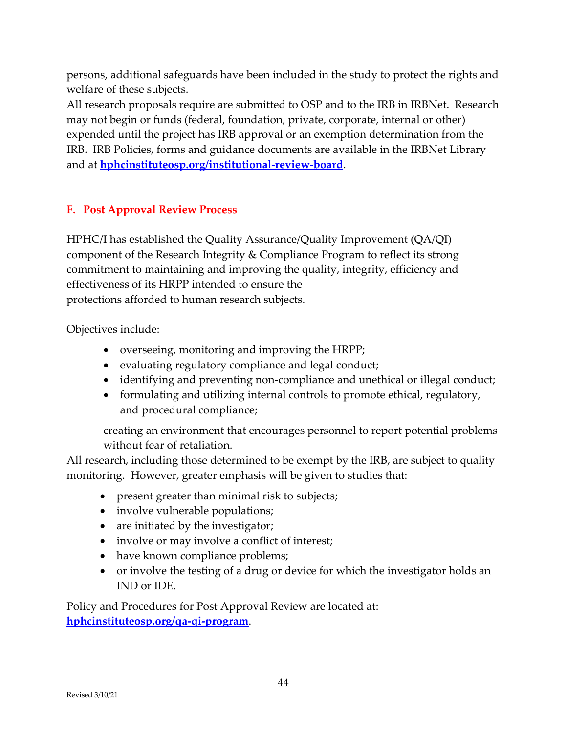persons, additional safeguards have been included in the study to protect the rights and welfare of these subjects.

All research proposals require are submitted to OSP and to the IRB in IRBNet. Research may not begin or funds (federal, foundation, private, corporate, internal or other) expended until the project has IRB approval or an exemption determination from the IRB. IRB Policies, forms and guidance documents are available in the IRBNet Library and at **hphcinstituteosp.org/institutional-review-board**.

## F. Post Approval Review Process

HPHC/I has established the Quality Assurance/Quality Improvement (QA/QI) component of the Research Integrity & Compliance Program to reflect its strong commitment to maintaining and improving the quality, integrity, efficiency and effectiveness of its HRPP intended to ensure the protections afforded to human research subjects.

Objectives include:

- overseeing, monitoring and improving the HRPP;
- evaluating regulatory compliance and legal conduct;
- identifying and preventing non-compliance and unethical or illegal conduct;
- formulating and utilizing internal controls to promote ethical, regulatory, and procedural compliance;

creating an environment that encourages personnel to report potential problems without fear of retaliation.

All research, including those determined to be exempt by the IRB, are subject to quality monitoring. However, greater emphasis will be given to studies that:

- present greater than minimal risk to subjects;
- involve vulnerable populations;
- are initiated by the investigator;
- involve or may involve a conflict of interest;
- have known compliance problems;
- or involve the testing of a drug or device for which the investigator holds an IND or IDE.

Policy and Procedures for Post Approval Review are located at: **hphcinstituteosp.org/qa-qi-program**.

Revised 3/10/21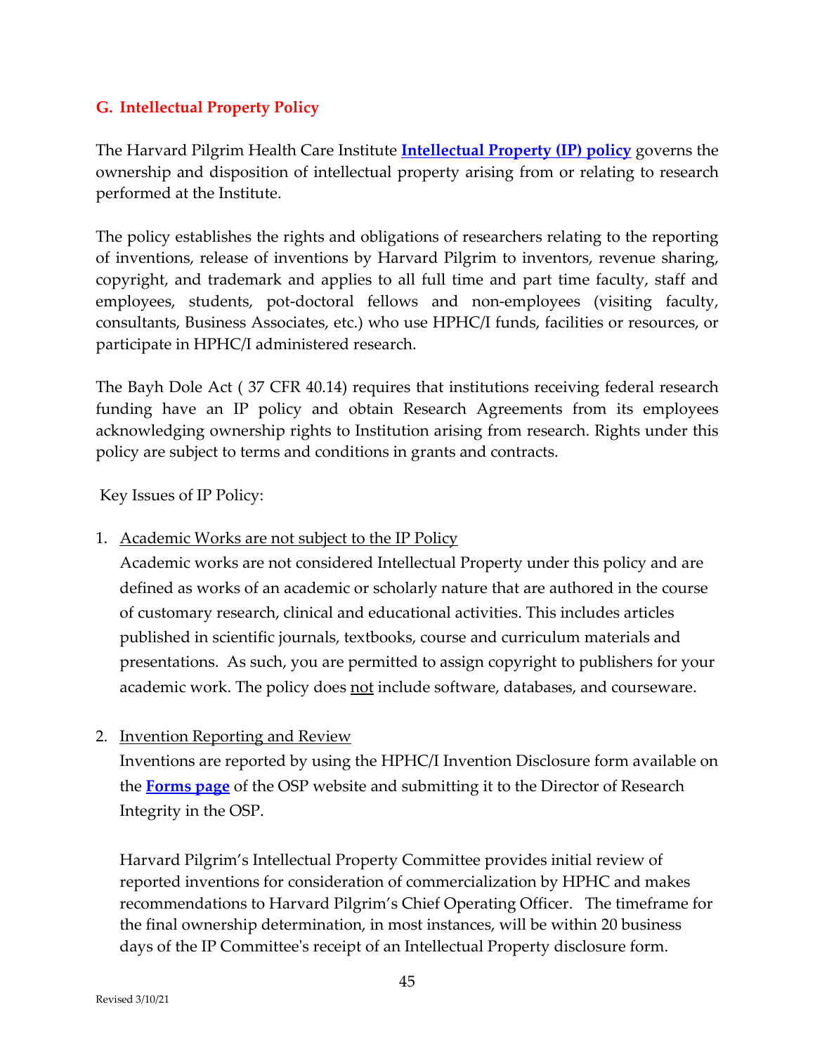## G. Intellectual Property Policy

The Harvard Pilgrim Health Care Institute **Intellectual Property (IP) policy** governs the ownership and disposition of intellectual property arising from or relating to research performed at the Institute.

The policy establishes the rights and obligations of researchers relating to the reporting of inventions, release of inventions by Harvard Pilgrim to inventors, revenue sharing, copyright, and trademark and applies to all full time and part time faculty, staff and employees, students, pot-doctoral fellows and non-employees (visiting faculty, consultants, Business Associates, etc.) who use HPHC/I funds, facilities or resources, or participate in HPHC/I administered research.

The Bayh Dole Act ( 37 CFR 40.14) requires that institutions receiving federal research funding have an IP policy and obtain Research Agreements from its employees acknowledging ownership rights to Institution arising from research. Rights under this policy are subject to terms and conditions in grants and contracts.

Key Issues of IP Policy:

1. Academic Works are not subject to the IP Policy
   Academic works are not considered Intellectual Property under this policy and are defined as works of an academic or scholarly nature that are authored in the course of customary research, clinical and educational activities. This includes articles published in scientific journals, textbooks, course and curriculum materials and presentations. As such, you are permitted to assign copyright to publishers for your academic work. The policy does not include software, databases, and courseware.

2. Invention Reporting and Review
   Inventions are reported by using the HPHC/I Invention Disclosure form available on the **Forms page** of the OSP website and submitting it to the Director of Research Integrity in the OSP.

   Harvard Pilgrim's Intellectual Property Committee provides initial review of reported inventions for consideration of commercialization by HPHC and makes recommendations to Harvard Pilgrim's Chief Operating Officer. The timeframe for the final ownership determination, in most instances, will be within 20 business days of the IP Committee's receipt of an Intellectual Property disclosure form.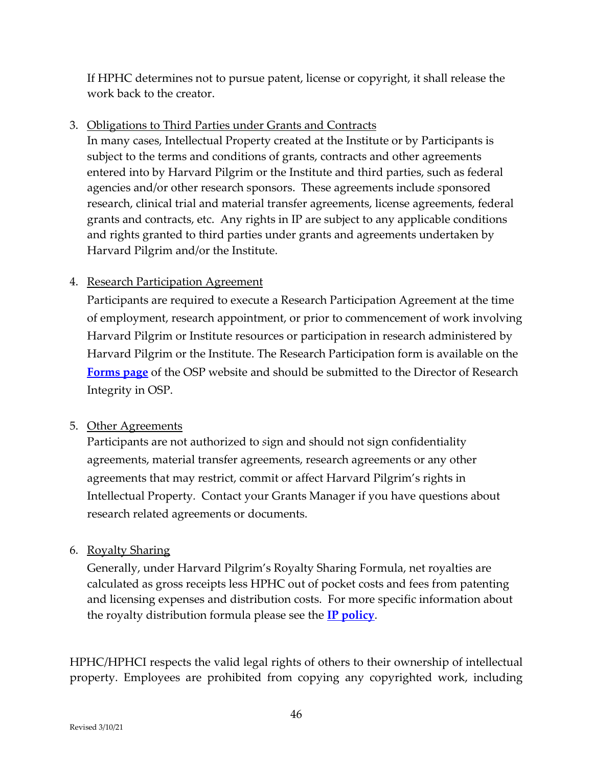If HPHC determines not to pursue patent, license or copyright, it shall release the work back to the creator.

3. Obligations to Third Parties under Grants and Contracts
   In many cases, Intellectual Property created at the Institute or by Participants is subject to the terms and conditions of grants, contracts and other agreements entered into by Harvard Pilgrim or the Institute and third parties, such as federal agencies and/or other research sponsors. These agreements include sponsored research, clinical trial and material transfer agreements, license agreements, federal grants and contracts, etc. Any rights in IP are subject to any applicable conditions and rights granted to third parties under grants and agreements undertaken by Harvard Pilgrim and/or the Institute.

4. Research Participation Agreement
   Participants are required to execute a Research Participation Agreement at the time of employment, research appointment, or prior to commencement of work involving Harvard Pilgrim or Institute resources or participation in research administered by Harvard Pilgrim or the Institute. The Research Participation form is available on the **Forms page** of the OSP website and should be submitted to the Director of Research Integrity in OSP.

5. Other Agreements
   Participants are not authorized to sign and should not sign confidentiality agreements, material transfer agreements, research agreements or any other agreements that may restrict, commit or affect Harvard Pilgrim's rights in Intellectual Property. Contact your Grants Manager if you have questions about research related agreements or documents.

6. Royalty Sharing
   Generally, under Harvard Pilgrim's Royalty Sharing Formula, net royalties are calculated as gross receipts less HPHC out of pocket costs and fees from patenting and licensing expenses and distribution costs. For more specific information about the royalty distribution formula please see the **IP policy**.

HPHC/HPHCI respects the valid legal rights of others to their ownership of intellectual property. Employees are prohibited from copying any copyrighted work, including

Revised 3/10/21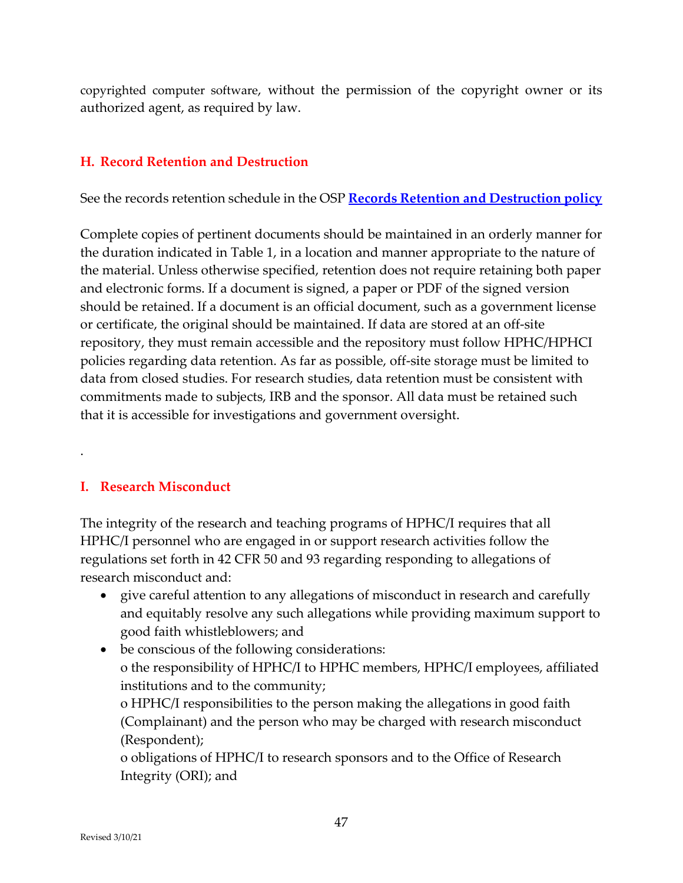copyrighted computer software, without the permission of the copyright owner or its authorized agent, as required by law.

## H. Record Retention and Destruction

See the records retention schedule in the OSP **Records Retention and Destruction policy**

Complete copies of pertinent documents should be maintained in an orderly manner for the duration indicated in Table 1, in a location and manner appropriate to the nature of the material. Unless otherwise specified, retention does not require retaining both paper and electronic forms. If a document is signed, a paper or PDF of the signed version should be retained. If a document is an official document, such as a government license or certificate, the original should be maintained. If data are stored at an off-site repository, they must remain accessible and the repository must follow HPHC/HPHCI policies regarding data retention. As far as possible, off-site storage must be limited to data from closed studies. For research studies, data retention must be consistent with commitments made to subjects, IRB and the sponsor. All data must be retained such that it is accessible for investigations and government oversight.

.

## I. Research Misconduct

The integrity of the research and teaching programs of HPHC/I requires that all HPHC/I personnel who are engaged in or support research activities follow the regulations set forth in 42 CFR 50 and 93 regarding responding to allegations of research misconduct and:

- give careful attention to any allegations of misconduct in research and carefully and equitably resolve any such allegations while providing maximum support to good faith whistleblowers; and
- be conscious of the following considerations:
  - the responsibility of HPHC/I to HPHC members, HPHC/I employees, affiliated institutions and to the community;
  - HPHC/I responsibilities to the person making the allegations in good faith (Complainant) and the person who may be charged with research misconduct (Respondent);
  - obligations of HPHC/I to research sponsors and to the Office of Research Integrity (ORI); and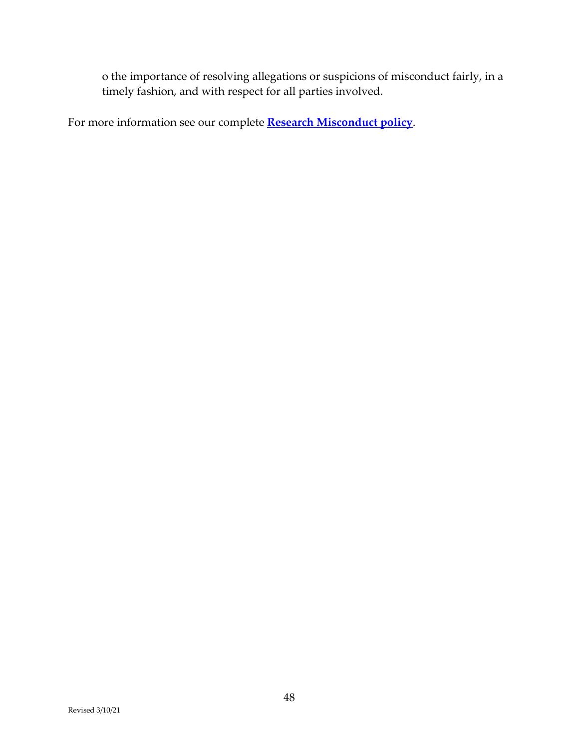- the importance of resolving allegations or suspicions of misconduct fairly, in a timely fashion, and with respect for all parties involved.

For more information see our complete **Research Misconduct policy**.